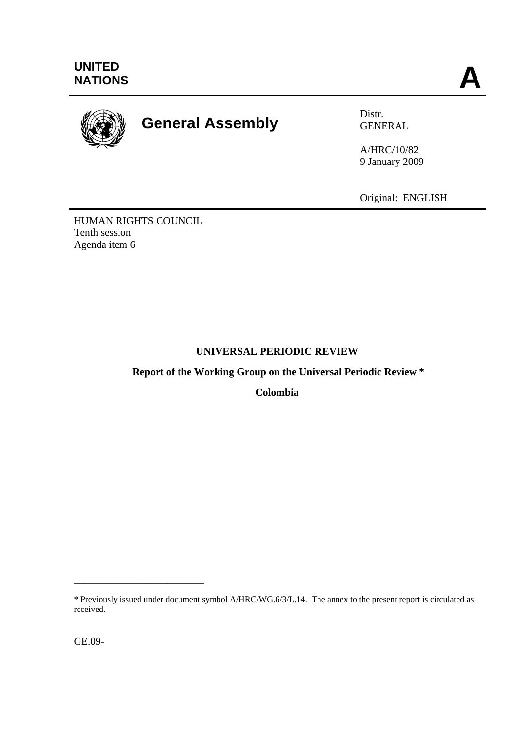UNITED NATIONS

**A**

# General Assembly

Distr.
GENERAL

A/HRC/10/82
9 January 2009

Original: ENGLISH

HUMAN RIGHTS COUNCIL
Tenth session
Agenda item 6

**UNIVERSAL PERIODIC REVIEW**

**Report of the Working Group on the Universal Periodic Review ***

**Colombia**

---

* Previously issued under document symbol A/HRC/WG.6/3/L.14. The annex to the present report is circulated as received.

GE.09-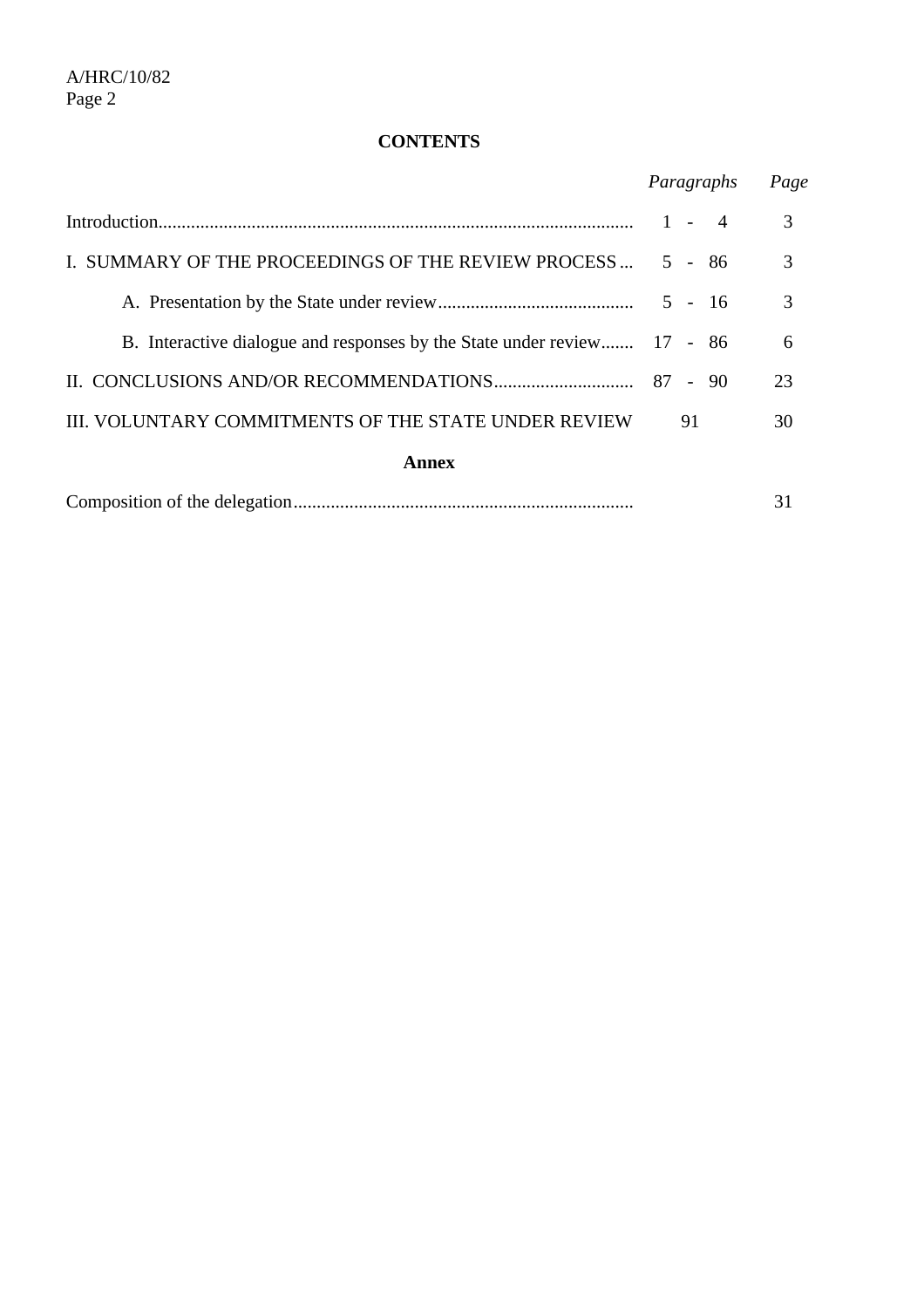# CONTENTS

| | *Paragraphs* | *Page* |
|---|---|---|
| Introduction | 1 - 4 | 3 |
| I. SUMMARY OF THE PROCEEDINGS OF THE REVIEW PROCESS | 5 - 86 | 3 |
| A. Presentation by the State under review | 5 - 16 | 3 |
| B. Interactive dialogue and responses by the State under review | 17 - 86 | 6 |
| II. CONCLUSIONS AND/OR RECOMMENDATIONS | 87 - 90 | 23 |
| III. VOLUNTARY COMMITMENTS OF THE STATE UNDER REVIEW | 91 | 30 |

**Annex**

| | | |
|---|---|---|
| Composition of the delegation | | 31 |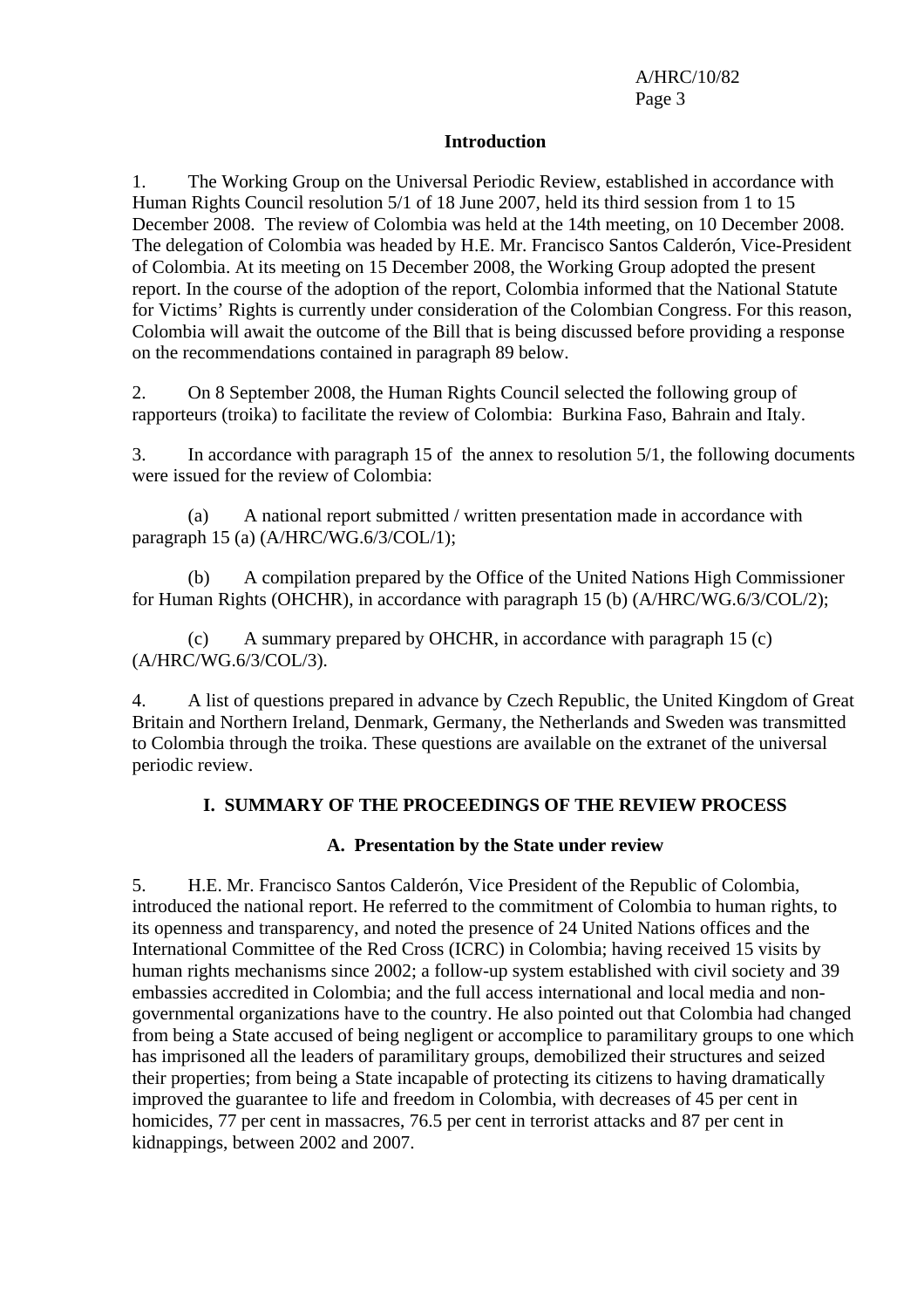## Introduction

1. The Working Group on the Universal Periodic Review, established in accordance with Human Rights Council resolution 5/1 of 18 June 2007, held its third session from 1 to 15 December 2008. The review of Colombia was held at the 14th meeting, on 10 December 2008. The delegation of Colombia was headed by H.E. Mr. Francisco Santos Calderón, Vice-President of Colombia. At its meeting on 15 December 2008, the Working Group adopted the present report. In the course of the adoption of the report, Colombia informed that the National Statute for Victims' Rights is currently under consideration of the Colombian Congress. For this reason, Colombia will await the outcome of the Bill that is being discussed before providing a response on the recommendations contained in paragraph 89 below.

2. On 8 September 2008, the Human Rights Council selected the following group of rapporteurs (troika) to facilitate the review of Colombia: Burkina Faso, Bahrain and Italy.

3. In accordance with paragraph 15 of the annex to resolution 5/1, the following documents were issued for the review of Colombia:

(a) A national report submitted / written presentation made in accordance with paragraph 15 (a) (A/HRC/WG.6/3/COL/1);

(b) A compilation prepared by the Office of the United Nations High Commissioner for Human Rights (OHCHR), in accordance with paragraph 15 (b) (A/HRC/WG.6/3/COL/2);

(c) A summary prepared by OHCHR, in accordance with paragraph 15 (c) (A/HRC/WG.6/3/COL/3).

4. A list of questions prepared in advance by Czech Republic, the United Kingdom of Great Britain and Northern Ireland, Denmark, Germany, the Netherlands and Sweden was transmitted to Colombia through the troika. These questions are available on the extranet of the universal periodic review.

## I. SUMMARY OF THE PROCEEDINGS OF THE REVIEW PROCESS

### A. Presentation by the State under review

5. H.E. Mr. Francisco Santos Calderón, Vice President of the Republic of Colombia, introduced the national report. He referred to the commitment of Colombia to human rights, to its openness and transparency, and noted the presence of 24 United Nations offices and the International Committee of the Red Cross (ICRC) in Colombia; having received 15 visits by human rights mechanisms since 2002; a follow-up system established with civil society and 39 embassies accredited in Colombia; and the full access international and local media and non-governmental organizations have to the country. He also pointed out that Colombia had changed from being a State accused of being negligent or accomplice to paramilitary groups to one which has imprisoned all the leaders of paramilitary groups, demobilized their structures and seized their properties; from being a State incapable of protecting its citizens to having dramatically improved the guarantee to life and freedom in Colombia, with decreases of 45 per cent in homicides, 77 per cent in massacres, 76.5 per cent in terrorist attacks and 87 per cent in kidnappings, between 2002 and 2007.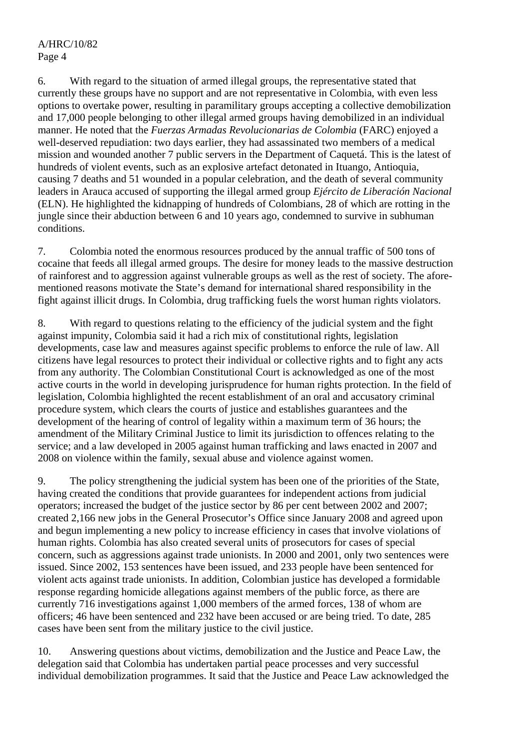6. With regard to the situation of armed illegal groups, the representative stated that currently these groups have no support and are not representative in Colombia, with even less options to overtake power, resulting in paramilitary groups accepting a collective demobilization and 17,000 people belonging to other illegal armed groups having demobilized in an individual manner. He noted that the *Fuerzas Armadas Revolucionarias de Colombia* (FARC) enjoyed a well-deserved repudiation: two days earlier, they had assassinated two members of a medical mission and wounded another 7 public servers in the Department of Caquetá. This is the latest of hundreds of violent events, such as an explosive artefact detonated in Ituango, Antioquia, causing 7 deaths and 51 wounded in a popular celebration, and the death of several community leaders in Arauca accused of supporting the illegal armed group *Ejército de Liberación Nacional* (ELN). He highlighted the kidnapping of hundreds of Colombians, 28 of which are rotting in the jungle since their abduction between 6 and 10 years ago, condemned to survive in subhuman conditions.

7. Colombia noted the enormous resources produced by the annual traffic of 500 tons of cocaine that feeds all illegal armed groups. The desire for money leads to the massive destruction of rainforest and to aggression against vulnerable groups as well as the rest of society. The afore-mentioned reasons motivate the State's demand for international shared responsibility in the fight against illicit drugs. In Colombia, drug trafficking fuels the worst human rights violators.

8. With regard to questions relating to the efficiency of the judicial system and the fight against impunity, Colombia said it had a rich mix of constitutional rights, legislation developments, case law and measures against specific problems to enforce the rule of law. All citizens have legal resources to protect their individual or collective rights and to fight any acts from any authority. The Colombian Constitutional Court is acknowledged as one of the most active courts in the world in developing jurisprudence for human rights protection. In the field of legislation, Colombia highlighted the recent establishment of an oral and accusatory criminal procedure system, which clears the courts of justice and establishes guarantees and the development of the hearing of control of legality within a maximum term of 36 hours; the amendment of the Military Criminal Justice to limit its jurisdiction to offences relating to the service; and a law developed in 2005 against human trafficking and laws enacted in 2007 and 2008 on violence within the family, sexual abuse and violence against women.

9. The policy strengthening the judicial system has been one of the priorities of the State, having created the conditions that provide guarantees for independent actions from judicial operators; increased the budget of the justice sector by 86 per cent between 2002 and 2007; created 2,166 new jobs in the General Prosecutor's Office since January 2008 and agreed upon and begun implementing a new policy to increase efficiency in cases that involve violations of human rights. Colombia has also created several units of prosecutors for cases of special concern, such as aggressions against trade unionists. In 2000 and 2001, only two sentences were issued. Since 2002, 153 sentences have been issued, and 233 people have been sentenced for violent acts against trade unionists. In addition, Colombian justice has developed a formidable response regarding homicide allegations against members of the public force, as there are currently 716 investigations against 1,000 members of the armed forces, 138 of whom are officers; 46 have been sentenced and 232 have been accused or are being tried. To date, 285 cases have been sent from the military justice to the civil justice.

10. Answering questions about victims, demobilization and the Justice and Peace Law, the delegation said that Colombia has undertaken partial peace processes and very successful individual demobilization programmes. It said that the Justice and Peace Law acknowledged the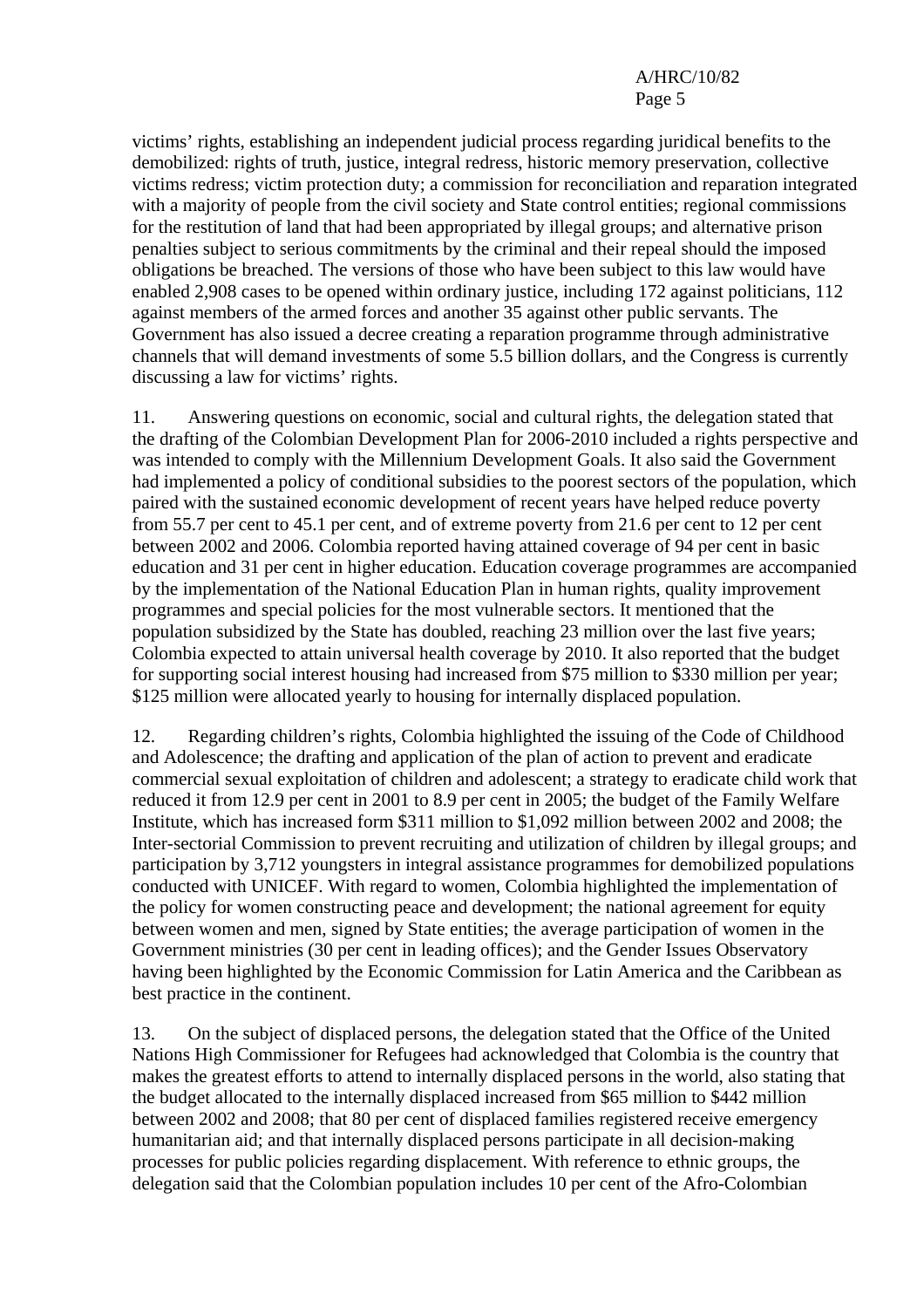victims' rights, establishing an independent judicial process regarding juridical benefits to the demobilized: rights of truth, justice, integral redress, historic memory preservation, collective victims redress; victim protection duty; a commission for reconciliation and reparation integrated with a majority of people from the civil society and State control entities; regional commissions for the restitution of land that had been appropriated by illegal groups; and alternative prison penalties subject to serious commitments by the criminal and their repeal should the imposed obligations be breached. The versions of those who have been subject to this law would have enabled 2,908 cases to be opened within ordinary justice, including 172 against politicians, 112 against members of the armed forces and another 35 against other public servants. The Government has also issued a decree creating a reparation programme through administrative channels that will demand investments of some 5.5 billion dollars, and the Congress is currently discussing a law for victims' rights.

11. Answering questions on economic, social and cultural rights, the delegation stated that the drafting of the Colombian Development Plan for 2006-2010 included a rights perspective and was intended to comply with the Millennium Development Goals. It also said the Government had implemented a policy of conditional subsidies to the poorest sectors of the population, which paired with the sustained economic development of recent years have helped reduce poverty from 55.7 per cent to 45.1 per cent, and of extreme poverty from 21.6 per cent to 12 per cent between 2002 and 2006. Colombia reported having attained coverage of 94 per cent in basic education and 31 per cent in higher education. Education coverage programmes are accompanied by the implementation of the National Education Plan in human rights, quality improvement programmes and special policies for the most vulnerable sectors. It mentioned that the population subsidized by the State has doubled, reaching 23 million over the last five years; Colombia expected to attain universal health coverage by 2010. It also reported that the budget for supporting social interest housing had increased from $75 million to $330 million per year; $125 million were allocated yearly to housing for internally displaced population.

12. Regarding children's rights, Colombia highlighted the issuing of the Code of Childhood and Adolescence; the drafting and application of the plan of action to prevent and eradicate commercial sexual exploitation of children and adolescent; a strategy to eradicate child work that reduced it from 12.9 per cent in 2001 to 8.9 per cent in 2005; the budget of the Family Welfare Institute, which has increased form $311 million to $1,092 million between 2002 and 2008; the Inter-sectorial Commission to prevent recruiting and utilization of children by illegal groups; and participation by 3,712 youngsters in integral assistance programmes for demobilized populations conducted with UNICEF. With regard to women, Colombia highlighted the implementation of the policy for women constructing peace and development; the national agreement for equity between women and men, signed by State entities; the average participation of women in the Government ministries (30 per cent in leading offices); and the Gender Issues Observatory having been highlighted by the Economic Commission for Latin America and the Caribbean as best practice in the continent.

13. On the subject of displaced persons, the delegation stated that the Office of the United Nations High Commissioner for Refugees had acknowledged that Colombia is the country that makes the greatest efforts to attend to internally displaced persons in the world, also stating that the budget allocated to the internally displaced increased from $65 million to $442 million between 2002 and 2008; that 80 per cent of displaced families registered receive emergency humanitarian aid; and that internally displaced persons participate in all decision-making processes for public policies regarding displacement. With reference to ethnic groups, the delegation said that the Colombian population includes 10 per cent of the Afro-Colombian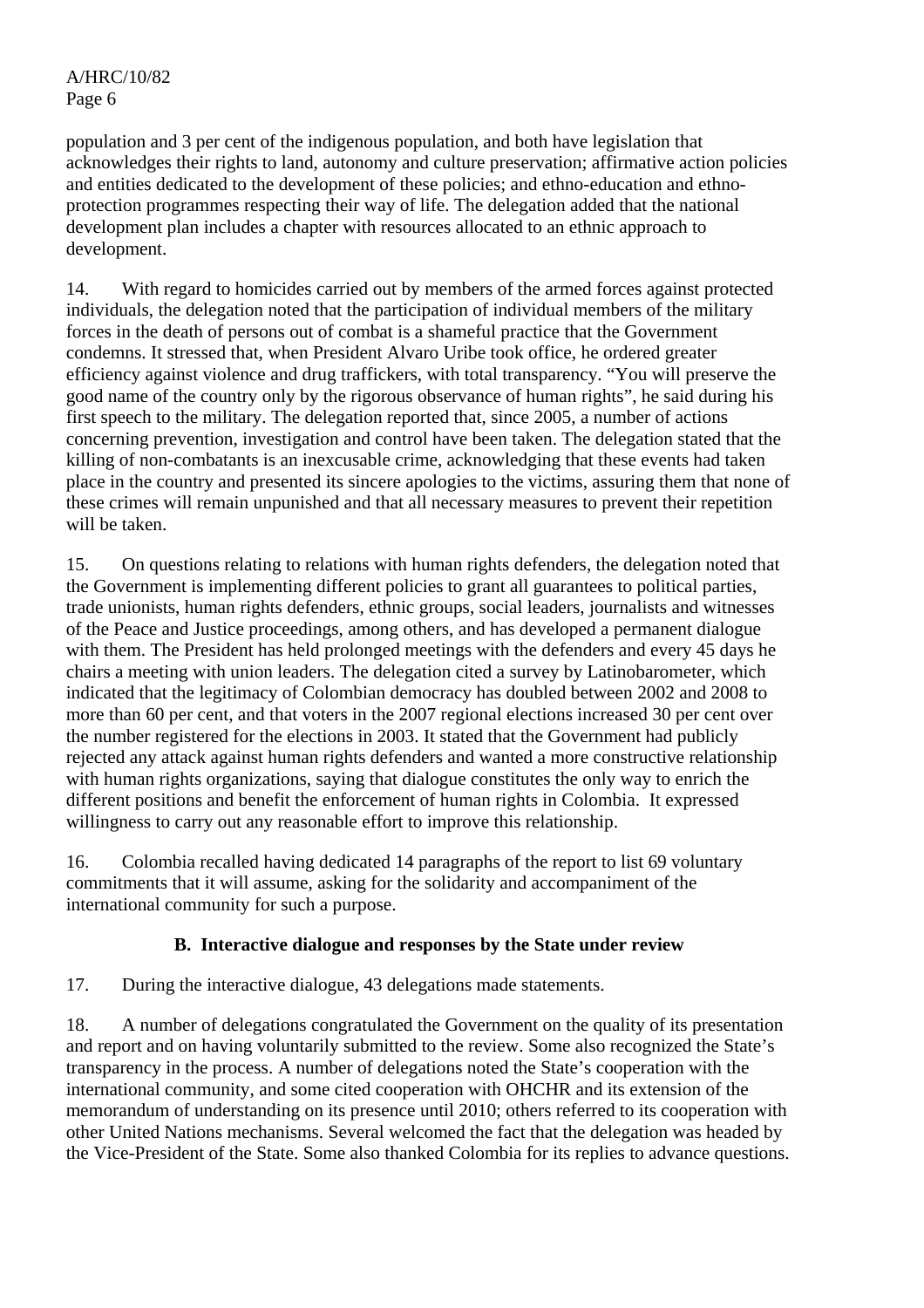population and 3 per cent of the indigenous population, and both have legislation that acknowledges their rights to land, autonomy and culture preservation; affirmative action policies and entities dedicated to the development of these policies; and ethno-education and ethno-protection programmes respecting their way of life. The delegation added that the national development plan includes a chapter with resources allocated to an ethnic approach to development.

14. With regard to homicides carried out by members of the armed forces against protected individuals, the delegation noted that the participation of individual members of the military forces in the death of persons out of combat is a shameful practice that the Government condemns. It stressed that, when President Alvaro Uribe took office, he ordered greater efficiency against violence and drug traffickers, with total transparency. "You will preserve the good name of the country only by the rigorous observance of human rights", he said during his first speech to the military. The delegation reported that, since 2005, a number of actions concerning prevention, investigation and control have been taken. The delegation stated that the killing of non-combatants is an inexcusable crime, acknowledging that these events had taken place in the country and presented its sincere apologies to the victims, assuring them that none of these crimes will remain unpunished and that all necessary measures to prevent their repetition will be taken.

15. On questions relating to relations with human rights defenders, the delegation noted that the Government is implementing different policies to grant all guarantees to political parties, trade unionists, human rights defenders, ethnic groups, social leaders, journalists and witnesses of the Peace and Justice proceedings, among others, and has developed a permanent dialogue with them. The President has held prolonged meetings with the defenders and every 45 days he chairs a meeting with union leaders. The delegation cited a survey by Latinobarometer, which indicated that the legitimacy of Colombian democracy has doubled between 2002 and 2008 to more than 60 per cent, and that voters in the 2007 regional elections increased 30 per cent over the number registered for the elections in 2003. It stated that the Government had publicly rejected any attack against human rights defenders and wanted a more constructive relationship with human rights organizations, saying that dialogue constitutes the only way to enrich the different positions and benefit the enforcement of human rights in Colombia. It expressed willingness to carry out any reasonable effort to improve this relationship.

16. Colombia recalled having dedicated 14 paragraphs of the report to list 69 voluntary commitments that it will assume, asking for the solidarity and accompaniment of the international community for such a purpose.

### B. Interactive dialogue and responses by the State under review

17. During the interactive dialogue, 43 delegations made statements.

18. A number of delegations congratulated the Government on the quality of its presentation and report and on having voluntarily submitted to the review. Some also recognized the State's transparency in the process. A number of delegations noted the State's cooperation with the international community, and some cited cooperation with OHCHR and its extension of the memorandum of understanding on its presence until 2010; others referred to its cooperation with other United Nations mechanisms. Several welcomed the fact that the delegation was headed by the Vice-President of the State. Some also thanked Colombia for its replies to advance questions.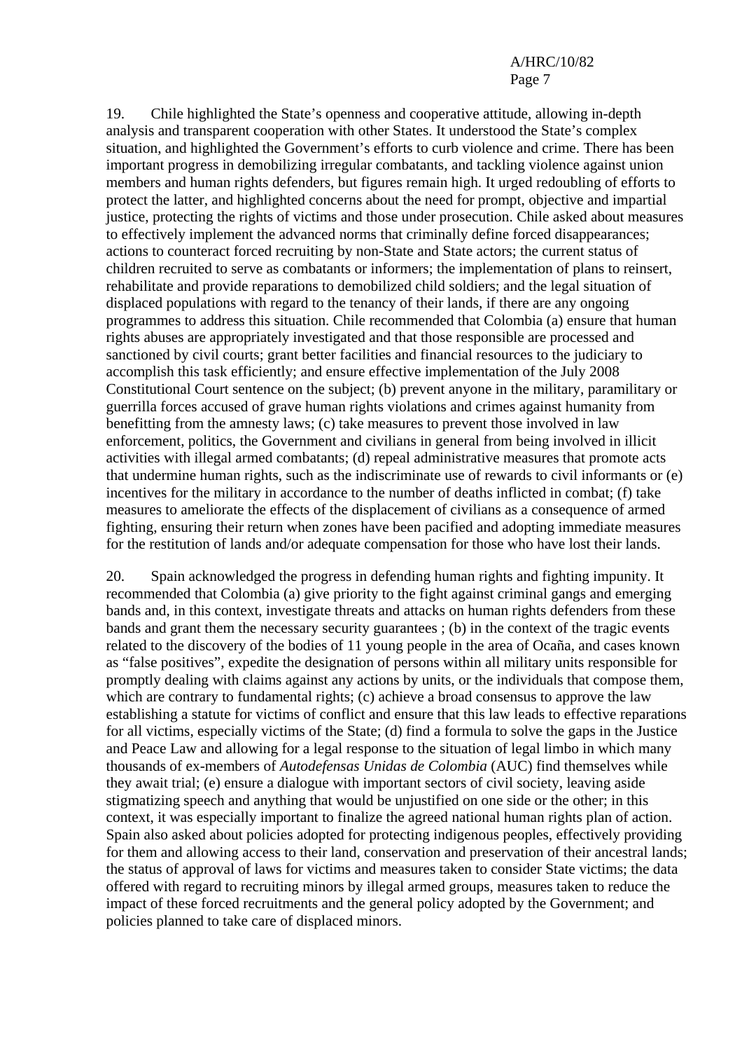19. Chile highlighted the State's openness and cooperative attitude, allowing in-depth analysis and transparent cooperation with other States. It understood the State's complex situation, and highlighted the Government's efforts to curb violence and crime. There has been important progress in demobilizing irregular combatants, and tackling violence against union members and human rights defenders, but figures remain high. It urged redoubling of efforts to protect the latter, and highlighted concerns about the need for prompt, objective and impartial justice, protecting the rights of victims and those under prosecution. Chile asked about measures to effectively implement the advanced norms that criminally define forced disappearances; actions to counteract forced recruiting by non-State and State actors; the current status of children recruited to serve as combatants or informers; the implementation of plans to reinsert, rehabilitate and provide reparations to demobilized child soldiers; and the legal situation of displaced populations with regard to the tenancy of their lands, if there are any ongoing programmes to address this situation. Chile recommended that Colombia (a) ensure that human rights abuses are appropriately investigated and that those responsible are processed and sanctioned by civil courts; grant better facilities and financial resources to the judiciary to accomplish this task efficiently; and ensure effective implementation of the July 2008 Constitutional Court sentence on the subject; (b) prevent anyone in the military, paramilitary or guerrilla forces accused of grave human rights violations and crimes against humanity from benefitting from the amnesty laws; (c) take measures to prevent those involved in law enforcement, politics, the Government and civilians in general from being involved in illicit activities with illegal armed combatants; (d) repeal administrative measures that promote acts that undermine human rights, such as the indiscriminate use of rewards to civil informants or (e) incentives for the military in accordance to the number of deaths inflicted in combat; (f) take measures to ameliorate the effects of the displacement of civilians as a consequence of armed fighting, ensuring their return when zones have been pacified and adopting immediate measures for the restitution of lands and/or adequate compensation for those who have lost their lands.

20. Spain acknowledged the progress in defending human rights and fighting impunity. It recommended that Colombia (a) give priority to the fight against criminal gangs and emerging bands and, in this context, investigate threats and attacks on human rights defenders from these bands and grant them the necessary security guarantees ; (b) in the context of the tragic events related to the discovery of the bodies of 11 young people in the area of Ocaña, and cases known as "false positives", expedite the designation of persons within all military units responsible for promptly dealing with claims against any actions by units, or the individuals that compose them, which are contrary to fundamental rights; (c) achieve a broad consensus to approve the law establishing a statute for victims of conflict and ensure that this law leads to effective reparations for all victims, especially victims of the State; (d) find a formula to solve the gaps in the Justice and Peace Law and allowing for a legal response to the situation of legal limbo in which many thousands of ex-members of *Autodefensas Unidas de Colombia* (AUC) find themselves while they await trial; (e) ensure a dialogue with important sectors of civil society, leaving aside stigmatizing speech and anything that would be unjustified on one side or the other; in this context, it was especially important to finalize the agreed national human rights plan of action. Spain also asked about policies adopted for protecting indigenous peoples, effectively providing for them and allowing access to their land, conservation and preservation of their ancestral lands; the status of approval of laws for victims and measures taken to consider State victims; the data offered with regard to recruiting minors by illegal armed groups, measures taken to reduce the impact of these forced recruitments and the general policy adopted by the Government; and policies planned to take care of displaced minors.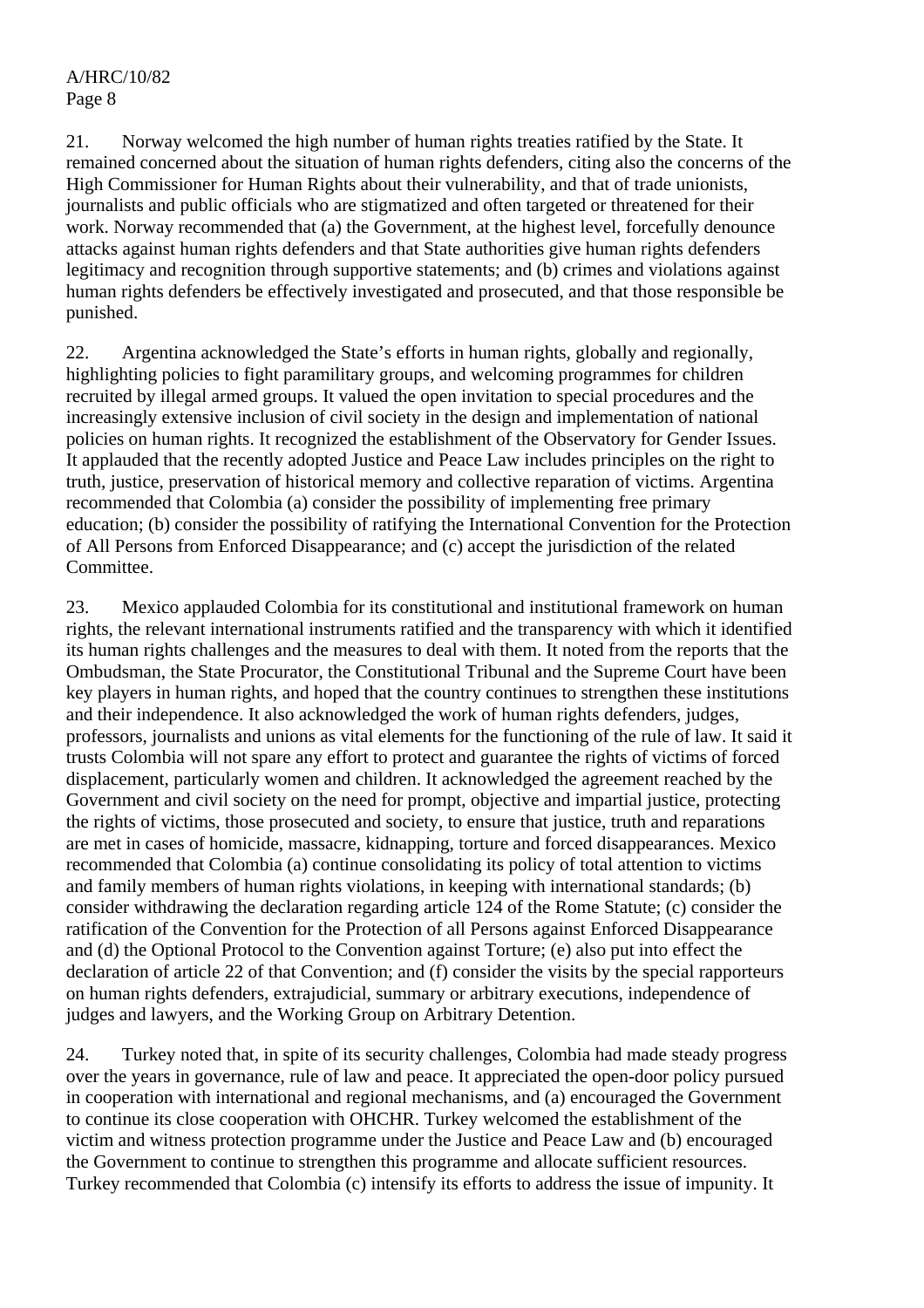21. Norway welcomed the high number of human rights treaties ratified by the State. It remained concerned about the situation of human rights defenders, citing also the concerns of the High Commissioner for Human Rights about their vulnerability, and that of trade unionists, journalists and public officials who are stigmatized and often targeted or threatened for their work. Norway recommended that (a) the Government, at the highest level, forcefully denounce attacks against human rights defenders and that State authorities give human rights defenders legitimacy and recognition through supportive statements; and (b) crimes and violations against human rights defenders be effectively investigated and prosecuted, and that those responsible be punished.

22. Argentina acknowledged the State's efforts in human rights, globally and regionally, highlighting policies to fight paramilitary groups, and welcoming programmes for children recruited by illegal armed groups. It valued the open invitation to special procedures and the increasingly extensive inclusion of civil society in the design and implementation of national policies on human rights. It recognized the establishment of the Observatory for Gender Issues. It applauded that the recently adopted Justice and Peace Law includes principles on the right to truth, justice, preservation of historical memory and collective reparation of victims. Argentina recommended that Colombia (a) consider the possibility of implementing free primary education; (b) consider the possibility of ratifying the International Convention for the Protection of All Persons from Enforced Disappearance; and (c) accept the jurisdiction of the related Committee.

23. Mexico applauded Colombia for its constitutional and institutional framework on human rights, the relevant international instruments ratified and the transparency with which it identified its human rights challenges and the measures to deal with them. It noted from the reports that the Ombudsman, the State Procurator, the Constitutional Tribunal and the Supreme Court have been key players in human rights, and hoped that the country continues to strengthen these institutions and their independence. It also acknowledged the work of human rights defenders, judges, professors, journalists and unions as vital elements for the functioning of the rule of law. It said it trusts Colombia will not spare any effort to protect and guarantee the rights of victims of forced displacement, particularly women and children. It acknowledged the agreement reached by the Government and civil society on the need for prompt, objective and impartial justice, protecting the rights of victims, those prosecuted and society, to ensure that justice, truth and reparations are met in cases of homicide, massacre, kidnapping, torture and forced disappearances. Mexico recommended that Colombia (a) continue consolidating its policy of total attention to victims and family members of human rights violations, in keeping with international standards; (b) consider withdrawing the declaration regarding article 124 of the Rome Statute; (c) consider the ratification of the Convention for the Protection of all Persons against Enforced Disappearance and (d) the Optional Protocol to the Convention against Torture; (e) also put into effect the declaration of article 22 of that Convention; and (f) consider the visits by the special rapporteurs on human rights defenders, extrajudicial, summary or arbitrary executions, independence of judges and lawyers, and the Working Group on Arbitrary Detention.

24. Turkey noted that, in spite of its security challenges, Colombia had made steady progress over the years in governance, rule of law and peace. It appreciated the open-door policy pursued in cooperation with international and regional mechanisms, and (a) encouraged the Government to continue its close cooperation with OHCHR. Turkey welcomed the establishment of the victim and witness protection programme under the Justice and Peace Law and (b) encouraged the Government to continue to strengthen this programme and allocate sufficient resources. Turkey recommended that Colombia (c) intensify its efforts to address the issue of impunity. It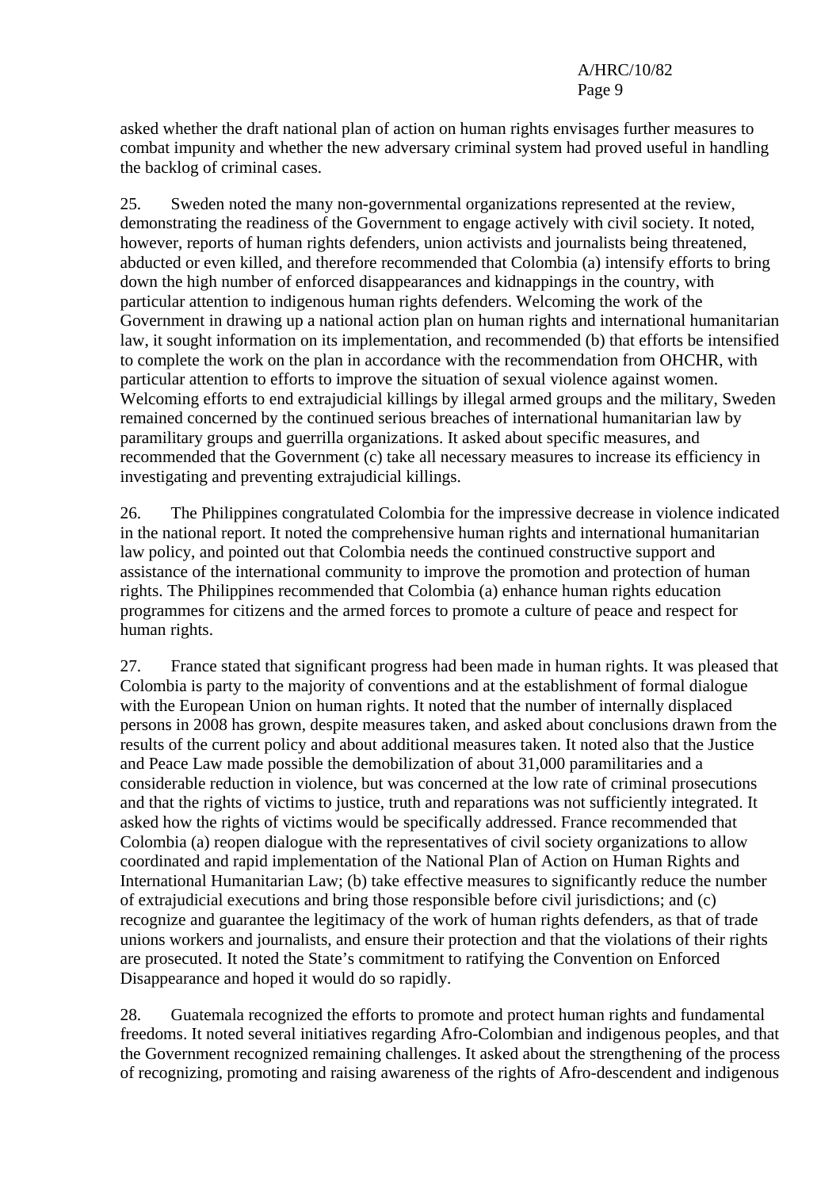asked whether the draft national plan of action on human rights envisages further measures to combat impunity and whether the new adversary criminal system had proved useful in handling the backlog of criminal cases.

25. Sweden noted the many non-governmental organizations represented at the review, demonstrating the readiness of the Government to engage actively with civil society. It noted, however, reports of human rights defenders, union activists and journalists being threatened, abducted or even killed, and therefore recommended that Colombia (a) intensify efforts to bring down the high number of enforced disappearances and kidnappings in the country, with particular attention to indigenous human rights defenders. Welcoming the work of the Government in drawing up a national action plan on human rights and international humanitarian law, it sought information on its implementation, and recommended (b) that efforts be intensified to complete the work on the plan in accordance with the recommendation from OHCHR, with particular attention to efforts to improve the situation of sexual violence against women. Welcoming efforts to end extrajudicial killings by illegal armed groups and the military, Sweden remained concerned by the continued serious breaches of international humanitarian law by paramilitary groups and guerrilla organizations. It asked about specific measures, and recommended that the Government (c) take all necessary measures to increase its efficiency in investigating and preventing extrajudicial killings.

26. The Philippines congratulated Colombia for the impressive decrease in violence indicated in the national report. It noted the comprehensive human rights and international humanitarian law policy, and pointed out that Colombia needs the continued constructive support and assistance of the international community to improve the promotion and protection of human rights. The Philippines recommended that Colombia (a) enhance human rights education programmes for citizens and the armed forces to promote a culture of peace and respect for human rights.

27. France stated that significant progress had been made in human rights. It was pleased that Colombia is party to the majority of conventions and at the establishment of formal dialogue with the European Union on human rights. It noted that the number of internally displaced persons in 2008 has grown, despite measures taken, and asked about conclusions drawn from the results of the current policy and about additional measures taken. It noted also that the Justice and Peace Law made possible the demobilization of about 31,000 paramilitaries and a considerable reduction in violence, but was concerned at the low rate of criminal prosecutions and that the rights of victims to justice, truth and reparations was not sufficiently integrated. It asked how the rights of victims would be specifically addressed. France recommended that Colombia (a) reopen dialogue with the representatives of civil society organizations to allow coordinated and rapid implementation of the National Plan of Action on Human Rights and International Humanitarian Law; (b) take effective measures to significantly reduce the number of extrajudicial executions and bring those responsible before civil jurisdictions; and (c) recognize and guarantee the legitimacy of the work of human rights defenders, as that of trade unions workers and journalists, and ensure their protection and that the violations of their rights are prosecuted. It noted the State's commitment to ratifying the Convention on Enforced Disappearance and hoped it would do so rapidly.

28. Guatemala recognized the efforts to promote and protect human rights and fundamental freedoms. It noted several initiatives regarding Afro-Colombian and indigenous peoples, and that the Government recognized remaining challenges. It asked about the strengthening of the process of recognizing, promoting and raising awareness of the rights of Afro-descendent and indigenous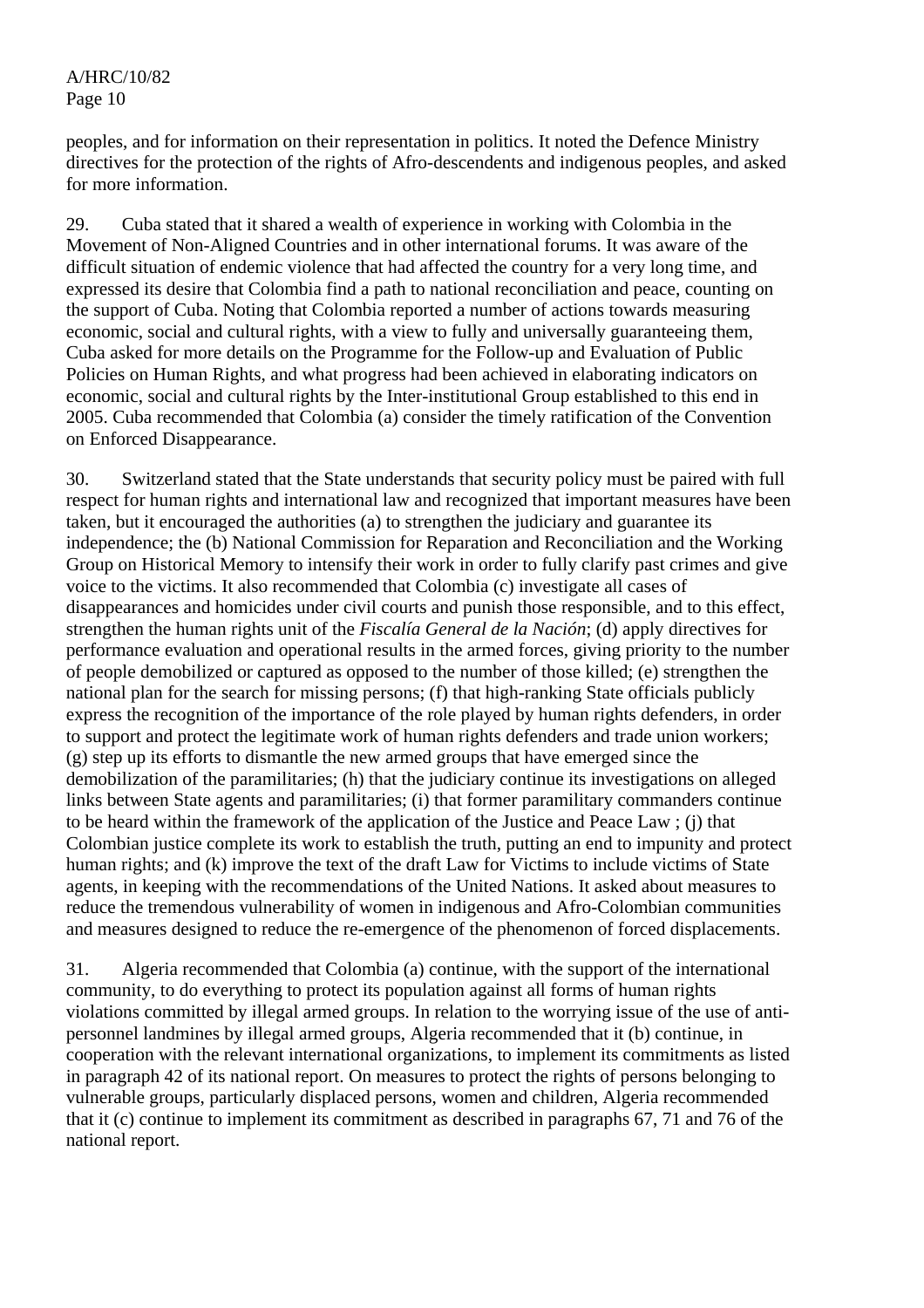peoples, and for information on their representation in politics. It noted the Defence Ministry directives for the protection of the rights of Afro-descendents and indigenous peoples, and asked for more information.

29. Cuba stated that it shared a wealth of experience in working with Colombia in the Movement of Non-Aligned Countries and in other international forums. It was aware of the difficult situation of endemic violence that had affected the country for a very long time, and expressed its desire that Colombia find a path to national reconciliation and peace, counting on the support of Cuba. Noting that Colombia reported a number of actions towards measuring economic, social and cultural rights, with a view to fully and universally guaranteeing them, Cuba asked for more details on the Programme for the Follow-up and Evaluation of Public Policies on Human Rights, and what progress had been achieved in elaborating indicators on economic, social and cultural rights by the Inter-institutional Group established to this end in 2005. Cuba recommended that Colombia (a) consider the timely ratification of the Convention on Enforced Disappearance.

30. Switzerland stated that the State understands that security policy must be paired with full respect for human rights and international law and recognized that important measures have been taken, but it encouraged the authorities (a) to strengthen the judiciary and guarantee its independence; the (b) National Commission for Reparation and Reconciliation and the Working Group on Historical Memory to intensify their work in order to fully clarify past crimes and give voice to the victims. It also recommended that Colombia (c) investigate all cases of disappearances and homicides under civil courts and punish those responsible, and to this effect, strengthen the human rights unit of the *Fiscalía General de la Nación*; (d) apply directives for performance evaluation and operational results in the armed forces, giving priority to the number of people demobilized or captured as opposed to the number of those killed; (e) strengthen the national plan for the search for missing persons; (f) that high-ranking State officials publicly express the recognition of the importance of the role played by human rights defenders, in order to support and protect the legitimate work of human rights defenders and trade union workers; (g) step up its efforts to dismantle the new armed groups that have emerged since the demobilization of the paramilitaries; (h) that the judiciary continue its investigations on alleged links between State agents and paramilitaries; (i) that former paramilitary commanders continue to be heard within the framework of the application of the Justice and Peace Law ; (j) that Colombian justice complete its work to establish the truth, putting an end to impunity and protect human rights; and (k) improve the text of the draft Law for Victims to include victims of State agents, in keeping with the recommendations of the United Nations. It asked about measures to reduce the tremendous vulnerability of women in indigenous and Afro-Colombian communities and measures designed to reduce the re-emergence of the phenomenon of forced displacements.

31. Algeria recommended that Colombia (a) continue, with the support of the international community, to do everything to protect its population against all forms of human rights violations committed by illegal armed groups. In relation to the worrying issue of the use of anti-personnel landmines by illegal armed groups, Algeria recommended that it (b) continue, in cooperation with the relevant international organizations, to implement its commitments as listed in paragraph 42 of its national report. On measures to protect the rights of persons belonging to vulnerable groups, particularly displaced persons, women and children, Algeria recommended that it (c) continue to implement its commitment as described in paragraphs 67, 71 and 76 of the national report.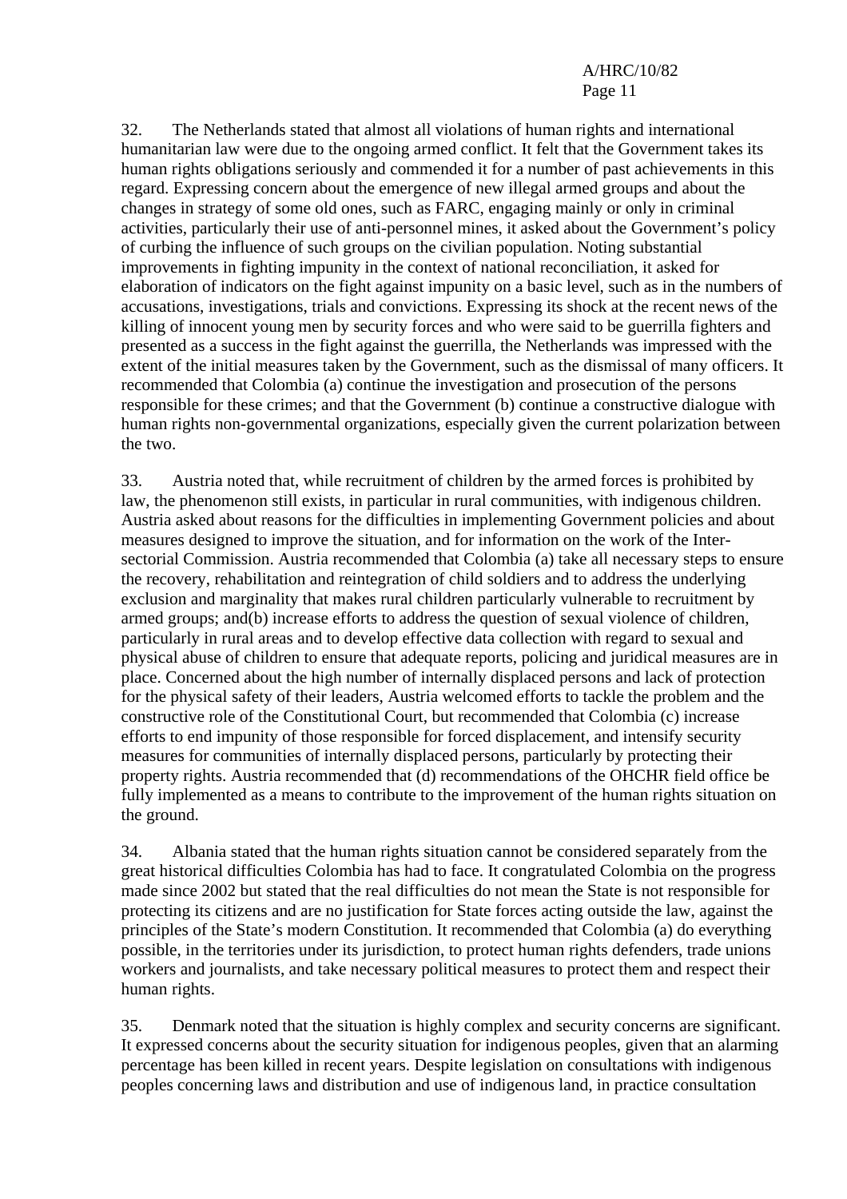32. The Netherlands stated that almost all violations of human rights and international humanitarian law were due to the ongoing armed conflict. It felt that the Government takes its human rights obligations seriously and commended it for a number of past achievements in this regard. Expressing concern about the emergence of new illegal armed groups and about the changes in strategy of some old ones, such as FARC, engaging mainly or only in criminal activities, particularly their use of anti-personnel mines, it asked about the Government's policy of curbing the influence of such groups on the civilian population. Noting substantial improvements in fighting impunity in the context of national reconciliation, it asked for elaboration of indicators on the fight against impunity on a basic level, such as in the numbers of accusations, investigations, trials and convictions. Expressing its shock at the recent news of the killing of innocent young men by security forces and who were said to be guerrilla fighters and presented as a success in the fight against the guerrilla, the Netherlands was impressed with the extent of the initial measures taken by the Government, such as the dismissal of many officers. It recommended that Colombia (a) continue the investigation and prosecution of the persons responsible for these crimes; and that the Government (b) continue a constructive dialogue with human rights non-governmental organizations, especially given the current polarization between the two.

33. Austria noted that, while recruitment of children by the armed forces is prohibited by law, the phenomenon still exists, in particular in rural communities, with indigenous children. Austria asked about reasons for the difficulties in implementing Government policies and about measures designed to improve the situation, and for information on the work of the Inter-sectorial Commission. Austria recommended that Colombia (a) take all necessary steps to ensure the recovery, rehabilitation and reintegration of child soldiers and to address the underlying exclusion and marginality that makes rural children particularly vulnerable to recruitment by armed groups; and(b) increase efforts to address the question of sexual violence of children, particularly in rural areas and to develop effective data collection with regard to sexual and physical abuse of children to ensure that adequate reports, policing and juridical measures are in place. Concerned about the high number of internally displaced persons and lack of protection for the physical safety of their leaders, Austria welcomed efforts to tackle the problem and the constructive role of the Constitutional Court, but recommended that Colombia (c) increase efforts to end impunity of those responsible for forced displacement, and intensify security measures for communities of internally displaced persons, particularly by protecting their property rights. Austria recommended that (d) recommendations of the OHCHR field office be fully implemented as a means to contribute to the improvement of the human rights situation on the ground.

34. Albania stated that the human rights situation cannot be considered separately from the great historical difficulties Colombia has had to face. It congratulated Colombia on the progress made since 2002 but stated that the real difficulties do not mean the State is not responsible for protecting its citizens and are no justification for State forces acting outside the law, against the principles of the State's modern Constitution. It recommended that Colombia (a) do everything possible, in the territories under its jurisdiction, to protect human rights defenders, trade unions workers and journalists, and take necessary political measures to protect them and respect their human rights.

35. Denmark noted that the situation is highly complex and security concerns are significant. It expressed concerns about the security situation for indigenous peoples, given that an alarming percentage has been killed in recent years. Despite legislation on consultations with indigenous peoples concerning laws and distribution and use of indigenous land, in practice consultation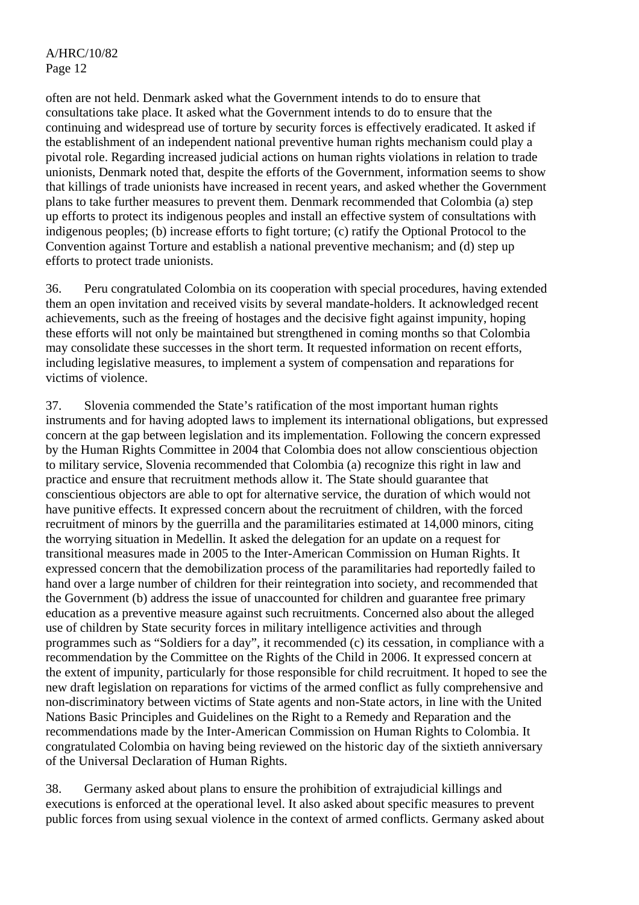often are not held. Denmark asked what the Government intends to do to ensure that consultations take place. It asked what the Government intends to do to ensure that the continuing and widespread use of torture by security forces is effectively eradicated. It asked if the establishment of an independent national preventive human rights mechanism could play a pivotal role. Regarding increased judicial actions on human rights violations in relation to trade unionists, Denmark noted that, despite the efforts of the Government, information seems to show that killings of trade unionists have increased in recent years, and asked whether the Government plans to take further measures to prevent them. Denmark recommended that Colombia (a) step up efforts to protect its indigenous peoples and install an effective system of consultations with indigenous peoples; (b) increase efforts to fight torture; (c) ratify the Optional Protocol to the Convention against Torture and establish a national preventive mechanism; and (d) step up efforts to protect trade unionists.

36. Peru congratulated Colombia on its cooperation with special procedures, having extended them an open invitation and received visits by several mandate-holders. It acknowledged recent achievements, such as the freeing of hostages and the decisive fight against impunity, hoping these efforts will not only be maintained but strengthened in coming months so that Colombia may consolidate these successes in the short term. It requested information on recent efforts, including legislative measures, to implement a system of compensation and reparations for victims of violence.

37. Slovenia commended the State's ratification of the most important human rights instruments and for having adopted laws to implement its international obligations, but expressed concern at the gap between legislation and its implementation. Following the concern expressed by the Human Rights Committee in 2004 that Colombia does not allow conscientious objection to military service, Slovenia recommended that Colombia (a) recognize this right in law and practice and ensure that recruitment methods allow it. The State should guarantee that conscientious objectors are able to opt for alternative service, the duration of which would not have punitive effects. It expressed concern about the recruitment of children, with the forced recruitment of minors by the guerrilla and the paramilitaries estimated at 14,000 minors, citing the worrying situation in Medellin. It asked the delegation for an update on a request for transitional measures made in 2005 to the Inter-American Commission on Human Rights. It expressed concern that the demobilization process of the paramilitaries had reportedly failed to hand over a large number of children for their reintegration into society, and recommended that the Government (b) address the issue of unaccounted for children and guarantee free primary education as a preventive measure against such recruitments. Concerned also about the alleged use of children by State security forces in military intelligence activities and through programmes such as "Soldiers for a day", it recommended (c) its cessation, in compliance with a recommendation by the Committee on the Rights of the Child in 2006. It expressed concern at the extent of impunity, particularly for those responsible for child recruitment. It hoped to see the new draft legislation on reparations for victims of the armed conflict as fully comprehensive and non-discriminatory between victims of State agents and non-State actors, in line with the United Nations Basic Principles and Guidelines on the Right to a Remedy and Reparation and the recommendations made by the Inter-American Commission on Human Rights to Colombia. It congratulated Colombia on having being reviewed on the historic day of the sixtieth anniversary of the Universal Declaration of Human Rights.

38. Germany asked about plans to ensure the prohibition of extrajudicial killings and executions is enforced at the operational level. It also asked about specific measures to prevent public forces from using sexual violence in the context of armed conflicts. Germany asked about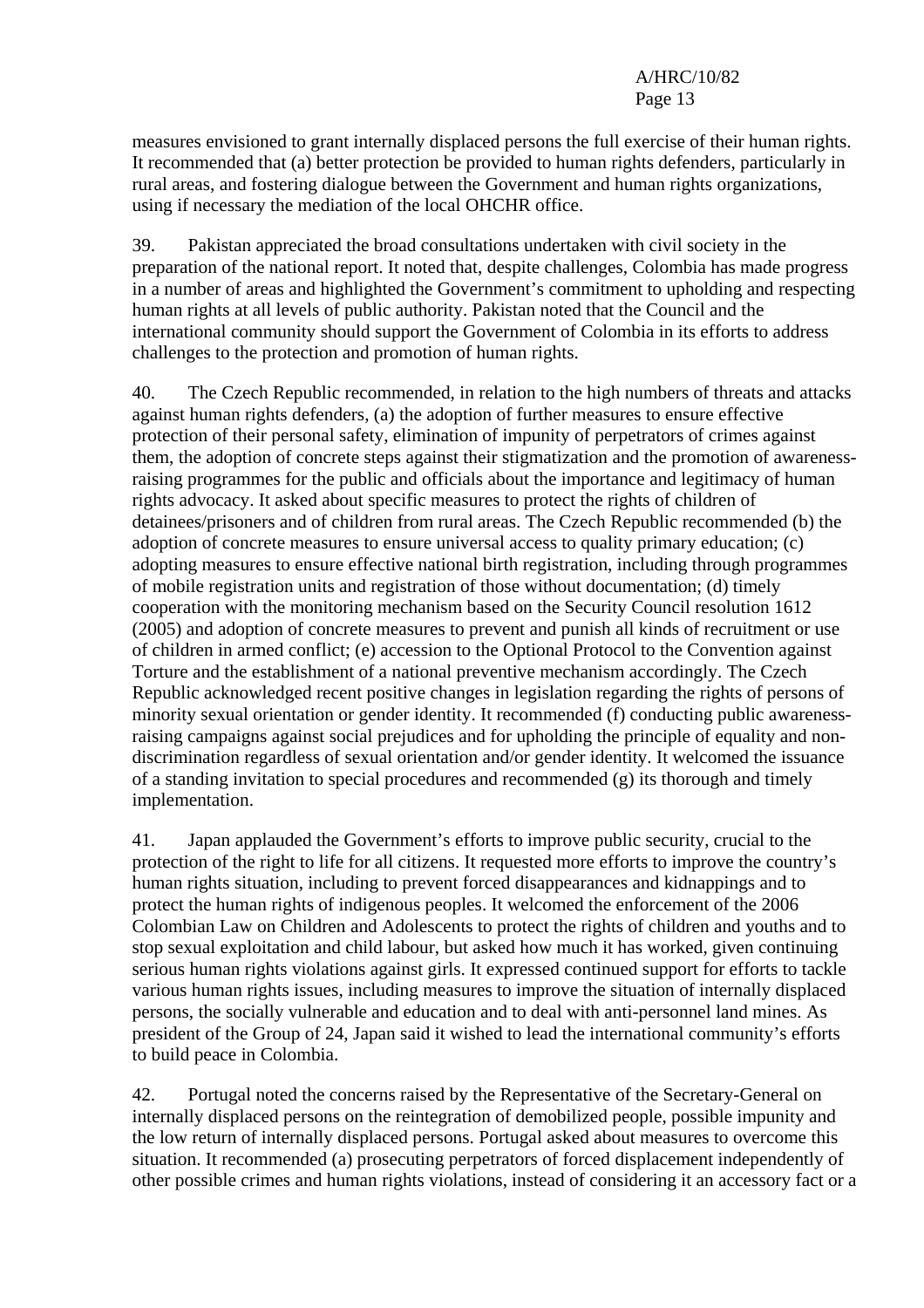measures envisioned to grant internally displaced persons the full exercise of their human rights. It recommended that (a) better protection be provided to human rights defenders, particularly in rural areas, and fostering dialogue between the Government and human rights organizations, using if necessary the mediation of the local OHCHR office.

39. Pakistan appreciated the broad consultations undertaken with civil society in the preparation of the national report. It noted that, despite challenges, Colombia has made progress in a number of areas and highlighted the Government's commitment to upholding and respecting human rights at all levels of public authority. Pakistan noted that the Council and the international community should support the Government of Colombia in its efforts to address challenges to the protection and promotion of human rights.

40. The Czech Republic recommended, in relation to the high numbers of threats and attacks against human rights defenders, (a) the adoption of further measures to ensure effective protection of their personal safety, elimination of impunity of perpetrators of crimes against them, the adoption of concrete steps against their stigmatization and the promotion of awareness-raising programmes for the public and officials about the importance and legitimacy of human rights advocacy. It asked about specific measures to protect the rights of children of detainees/prisoners and of children from rural areas. The Czech Republic recommended (b) the adoption of concrete measures to ensure universal access to quality primary education; (c) adopting measures to ensure effective national birth registration, including through programmes of mobile registration units and registration of those without documentation; (d) timely cooperation with the monitoring mechanism based on the Security Council resolution 1612 (2005) and adoption of concrete measures to prevent and punish all kinds of recruitment or use of children in armed conflict; (e) accession to the Optional Protocol to the Convention against Torture and the establishment of a national preventive mechanism accordingly. The Czech Republic acknowledged recent positive changes in legislation regarding the rights of persons of minority sexual orientation or gender identity. It recommended (f) conducting public awareness-raising campaigns against social prejudices and for upholding the principle of equality and non-discrimination regardless of sexual orientation and/or gender identity. It welcomed the issuance of a standing invitation to special procedures and recommended (g) its thorough and timely implementation.

41. Japan applauded the Government's efforts to improve public security, crucial to the protection of the right to life for all citizens. It requested more efforts to improve the country's human rights situation, including to prevent forced disappearances and kidnappings and to protect the human rights of indigenous peoples. It welcomed the enforcement of the 2006 Colombian Law on Children and Adolescents to protect the rights of children and youths and to stop sexual exploitation and child labour, but asked how much it has worked, given continuing serious human rights violations against girls. It expressed continued support for efforts to tackle various human rights issues, including measures to improve the situation of internally displaced persons, the socially vulnerable and education and to deal with anti-personnel land mines. As president of the Group of 24, Japan said it wished to lead the international community's efforts to build peace in Colombia.

42. Portugal noted the concerns raised by the Representative of the Secretary-General on internally displaced persons on the reintegration of demobilized people, possible impunity and the low return of internally displaced persons. Portugal asked about measures to overcome this situation. It recommended (a) prosecuting perpetrators of forced displacement independently of other possible crimes and human rights violations, instead of considering it an accessory fact or a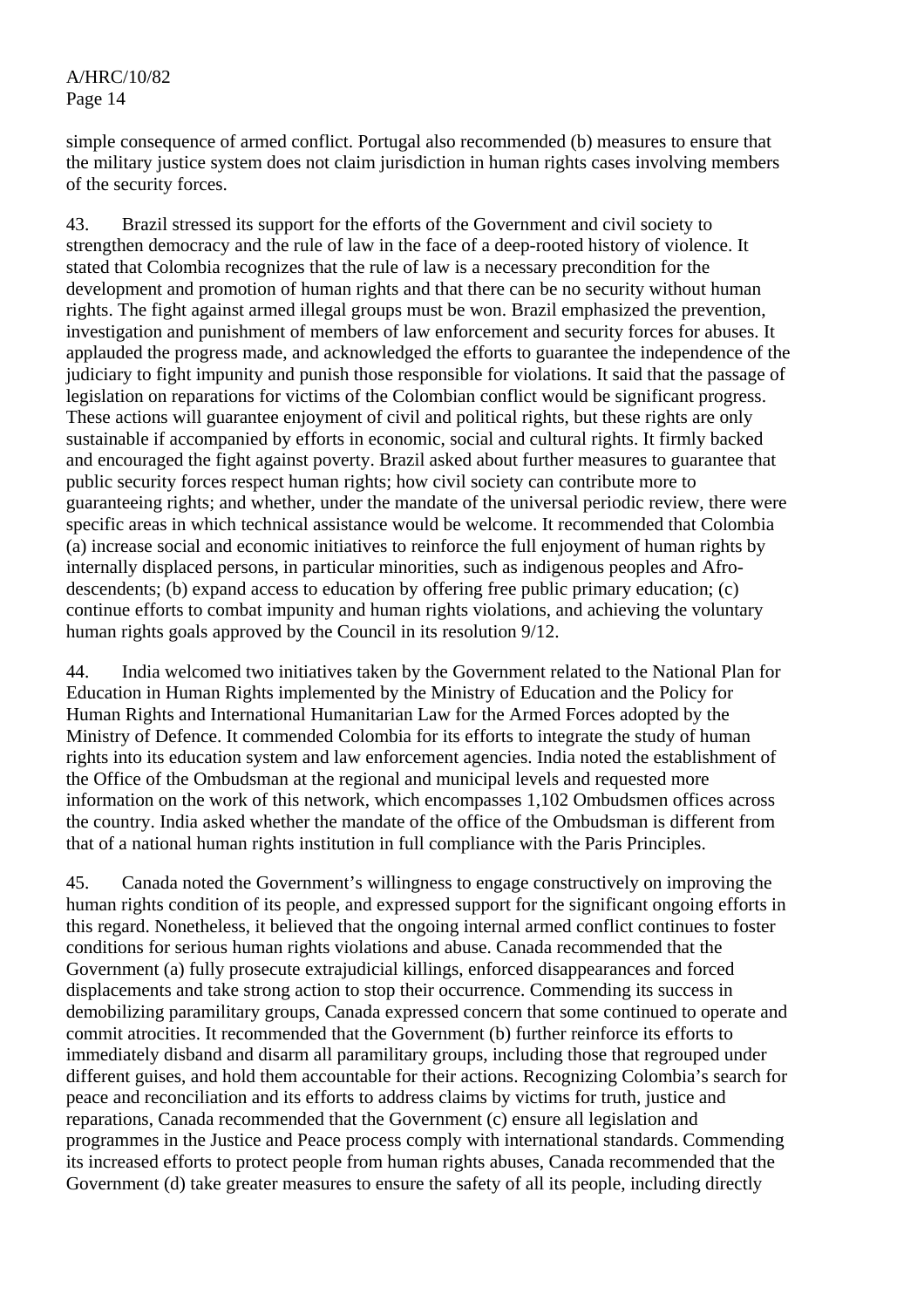simple consequence of armed conflict. Portugal also recommended (b) measures to ensure that the military justice system does not claim jurisdiction in human rights cases involving members of the security forces.

43. Brazil stressed its support for the efforts of the Government and civil society to strengthen democracy and the rule of law in the face of a deep-rooted history of violence. It stated that Colombia recognizes that the rule of law is a necessary precondition for the development and promotion of human rights and that there can be no security without human rights. The fight against armed illegal groups must be won. Brazil emphasized the prevention, investigation and punishment of members of law enforcement and security forces for abuses. It applauded the progress made, and acknowledged the efforts to guarantee the independence of the judiciary to fight impunity and punish those responsible for violations. It said that the passage of legislation on reparations for victims of the Colombian conflict would be significant progress. These actions will guarantee enjoyment of civil and political rights, but these rights are only sustainable if accompanied by efforts in economic, social and cultural rights. It firmly backed and encouraged the fight against poverty. Brazil asked about further measures to guarantee that public security forces respect human rights; how civil society can contribute more to guaranteeing rights; and whether, under the mandate of the universal periodic review, there were specific areas in which technical assistance would be welcome. It recommended that Colombia (a) increase social and economic initiatives to reinforce the full enjoyment of human rights by internally displaced persons, in particular minorities, such as indigenous peoples and Afro-descendents; (b) expand access to education by offering free public primary education; (c) continue efforts to combat impunity and human rights violations, and achieving the voluntary human rights goals approved by the Council in its resolution 9/12.

44. India welcomed two initiatives taken by the Government related to the National Plan for Education in Human Rights implemented by the Ministry of Education and the Policy for Human Rights and International Humanitarian Law for the Armed Forces adopted by the Ministry of Defence. It commended Colombia for its efforts to integrate the study of human rights into its education system and law enforcement agencies. India noted the establishment of the Office of the Ombudsman at the regional and municipal levels and requested more information on the work of this network, which encompasses 1,102 Ombudsmen offices across the country. India asked whether the mandate of the office of the Ombudsman is different from that of a national human rights institution in full compliance with the Paris Principles.

45. Canada noted the Government's willingness to engage constructively on improving the human rights condition of its people, and expressed support for the significant ongoing efforts in this regard. Nonetheless, it believed that the ongoing internal armed conflict continues to foster conditions for serious human rights violations and abuse. Canada recommended that the Government (a) fully prosecute extrajudicial killings, enforced disappearances and forced displacements and take strong action to stop their occurrence. Commending its success in demobilizing paramilitary groups, Canada expressed concern that some continued to operate and commit atrocities. It recommended that the Government (b) further reinforce its efforts to immediately disband and disarm all paramilitary groups, including those that regrouped under different guises, and hold them accountable for their actions. Recognizing Colombia's search for peace and reconciliation and its efforts to address claims by victims for truth, justice and reparations, Canada recommended that the Government (c) ensure all legislation and programmes in the Justice and Peace process comply with international standards. Commending its increased efforts to protect people from human rights abuses, Canada recommended that the Government (d) take greater measures to ensure the safety of all its people, including directly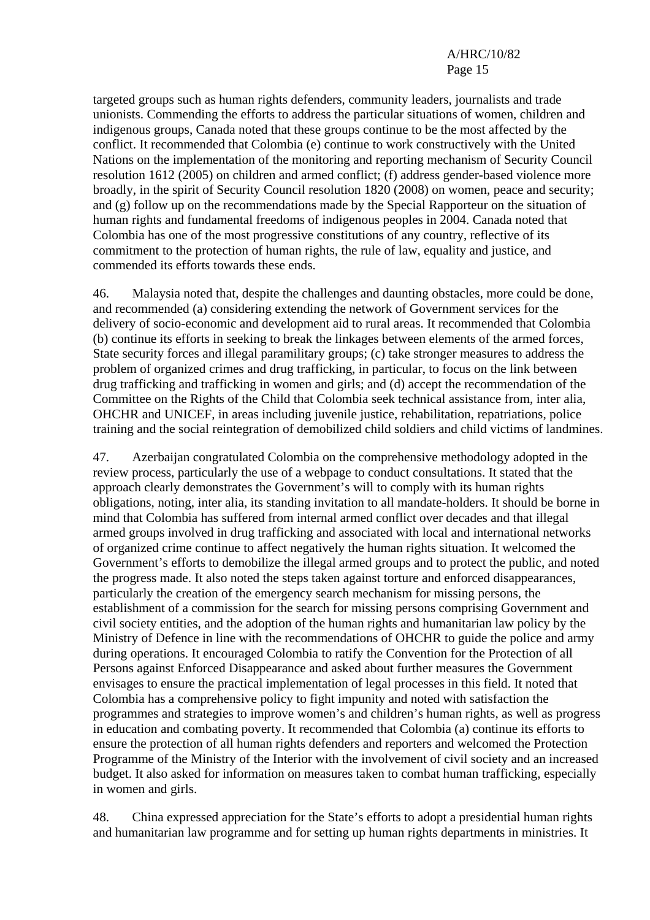targeted groups such as human rights defenders, community leaders, journalists and trade unionists. Commending the efforts to address the particular situations of women, children and indigenous groups, Canada noted that these groups continue to be the most affected by the conflict. It recommended that Colombia (e) continue to work constructively with the United Nations on the implementation of the monitoring and reporting mechanism of Security Council resolution 1612 (2005) on children and armed conflict; (f) address gender-based violence more broadly, in the spirit of Security Council resolution 1820 (2008) on women, peace and security; and (g) follow up on the recommendations made by the Special Rapporteur on the situation of human rights and fundamental freedoms of indigenous peoples in 2004. Canada noted that Colombia has one of the most progressive constitutions of any country, reflective of its commitment to the protection of human rights, the rule of law, equality and justice, and commended its efforts towards these ends.

46. Malaysia noted that, despite the challenges and daunting obstacles, more could be done, and recommended (a) considering extending the network of Government services for the delivery of socio-economic and development aid to rural areas. It recommended that Colombia (b) continue its efforts in seeking to break the linkages between elements of the armed forces, State security forces and illegal paramilitary groups; (c) take stronger measures to address the problem of organized crimes and drug trafficking, in particular, to focus on the link between drug trafficking and trafficking in women and girls; and (d) accept the recommendation of the Committee on the Rights of the Child that Colombia seek technical assistance from, inter alia, OHCHR and UNICEF, in areas including juvenile justice, rehabilitation, repatriations, police training and the social reintegration of demobilized child soldiers and child victims of landmines.

47. Azerbaijan congratulated Colombia on the comprehensive methodology adopted in the review process, particularly the use of a webpage to conduct consultations. It stated that the approach clearly demonstrates the Government's will to comply with its human rights obligations, noting, inter alia, its standing invitation to all mandate-holders. It should be borne in mind that Colombia has suffered from internal armed conflict over decades and that illegal armed groups involved in drug trafficking and associated with local and international networks of organized crime continue to affect negatively the human rights situation. It welcomed the Government's efforts to demobilize the illegal armed groups and to protect the public, and noted the progress made. It also noted the steps taken against torture and enforced disappearances, particularly the creation of the emergency search mechanism for missing persons, the establishment of a commission for the search for missing persons comprising Government and civil society entities, and the adoption of the human rights and humanitarian law policy by the Ministry of Defence in line with the recommendations of OHCHR to guide the police and army during operations. It encouraged Colombia to ratify the Convention for the Protection of all Persons against Enforced Disappearance and asked about further measures the Government envisages to ensure the practical implementation of legal processes in this field. It noted that Colombia has a comprehensive policy to fight impunity and noted with satisfaction the programmes and strategies to improve women's and children's human rights, as well as progress in education and combating poverty. It recommended that Colombia (a) continue its efforts to ensure the protection of all human rights defenders and reporters and welcomed the Protection Programme of the Ministry of the Interior with the involvement of civil society and an increased budget. It also asked for information on measures taken to combat human trafficking, especially in women and girls.

48. China expressed appreciation for the State's efforts to adopt a presidential human rights and humanitarian law programme and for setting up human rights departments in ministries. It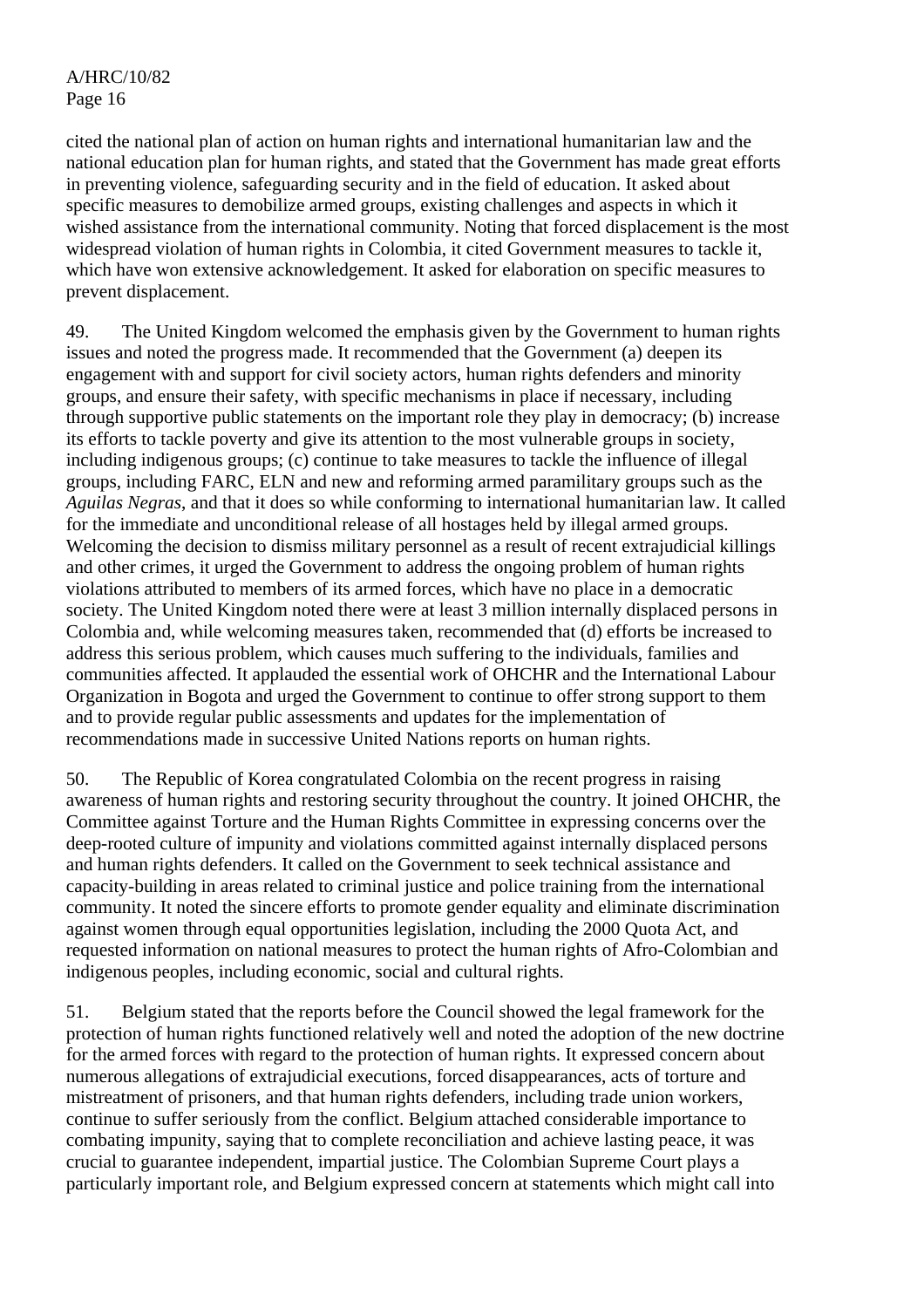cited the national plan of action on human rights and international humanitarian law and the national education plan for human rights, and stated that the Government has made great efforts in preventing violence, safeguarding security and in the field of education. It asked about specific measures to demobilize armed groups, existing challenges and aspects in which it wished assistance from the international community. Noting that forced displacement is the most widespread violation of human rights in Colombia, it cited Government measures to tackle it, which have won extensive acknowledgement. It asked for elaboration on specific measures to prevent displacement.

49. The United Kingdom welcomed the emphasis given by the Government to human rights issues and noted the progress made. It recommended that the Government (a) deepen its engagement with and support for civil society actors, human rights defenders and minority groups, and ensure their safety, with specific mechanisms in place if necessary, including through supportive public statements on the important role they play in democracy; (b) increase its efforts to tackle poverty and give its attention to the most vulnerable groups in society, including indigenous groups; (c) continue to take measures to tackle the influence of illegal groups, including FARC, ELN and new and reforming armed paramilitary groups such as the *Aguilas Negras*, and that it does so while conforming to international humanitarian law. It called for the immediate and unconditional release of all hostages held by illegal armed groups. Welcoming the decision to dismiss military personnel as a result of recent extrajudicial killings and other crimes, it urged the Government to address the ongoing problem of human rights violations attributed to members of its armed forces, which have no place in a democratic society. The United Kingdom noted there were at least 3 million internally displaced persons in Colombia and, while welcoming measures taken, recommended that (d) efforts be increased to address this serious problem, which causes much suffering to the individuals, families and communities affected. It applauded the essential work of OHCHR and the International Labour Organization in Bogota and urged the Government to continue to offer strong support to them and to provide regular public assessments and updates for the implementation of recommendations made in successive United Nations reports on human rights.

50. The Republic of Korea congratulated Colombia on the recent progress in raising awareness of human rights and restoring security throughout the country. It joined OHCHR, the Committee against Torture and the Human Rights Committee in expressing concerns over the deep-rooted culture of impunity and violations committed against internally displaced persons and human rights defenders. It called on the Government to seek technical assistance and capacity-building in areas related to criminal justice and police training from the international community. It noted the sincere efforts to promote gender equality and eliminate discrimination against women through equal opportunities legislation, including the 2000 Quota Act, and requested information on national measures to protect the human rights of Afro-Colombian and indigenous peoples, including economic, social and cultural rights.

51. Belgium stated that the reports before the Council showed the legal framework for the protection of human rights functioned relatively well and noted the adoption of the new doctrine for the armed forces with regard to the protection of human rights. It expressed concern about numerous allegations of extrajudicial executions, forced disappearances, acts of torture and mistreatment of prisoners, and that human rights defenders, including trade union workers, continue to suffer seriously from the conflict. Belgium attached considerable importance to combating impunity, saying that to complete reconciliation and achieve lasting peace, it was crucial to guarantee independent, impartial justice. The Colombian Supreme Court plays a particularly important role, and Belgium expressed concern at statements which might call into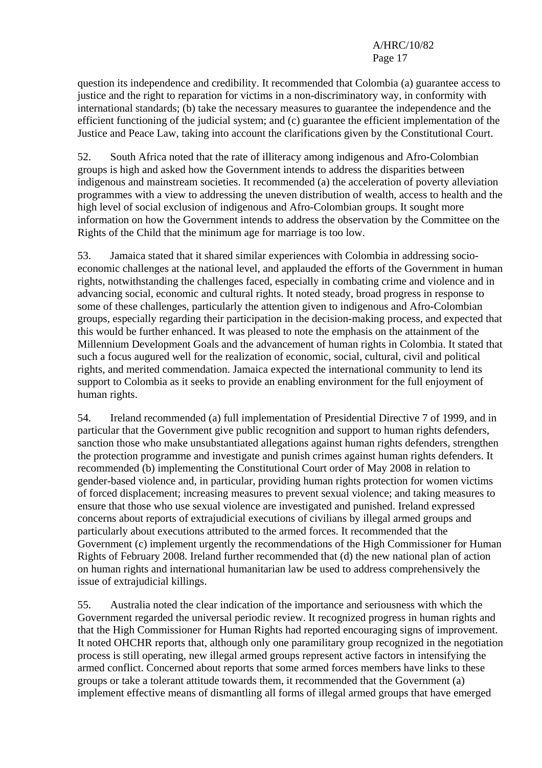question its independence and credibility. It recommended that Colombia (a) guarantee access to justice and the right to reparation for victims in a non-discriminatory way, in conformity with international standards; (b) take the necessary measures to guarantee the independence and the efficient functioning of the judicial system; and (c) guarantee the efficient implementation of the Justice and Peace Law, taking into account the clarifications given by the Constitutional Court.

52. South Africa noted that the rate of illiteracy among indigenous and Afro-Colombian groups is high and asked how the Government intends to address the disparities between indigenous and mainstream societies. It recommended (a) the acceleration of poverty alleviation programmes with a view to addressing the uneven distribution of wealth, access to health and the high level of social exclusion of indigenous and Afro-Colombian groups. It sought more information on how the Government intends to address the observation by the Committee on the Rights of the Child that the minimum age for marriage is too low.

53. Jamaica stated that it shared similar experiences with Colombia in addressing socio-economic challenges at the national level, and applauded the efforts of the Government in human rights, notwithstanding the challenges faced, especially in combating crime and violence and in advancing social, economic and cultural rights. It noted steady, broad progress in response to some of these challenges, particularly the attention given to indigenous and Afro-Colombian groups, especially regarding their participation in the decision-making process, and expected that this would be further enhanced. It was pleased to note the emphasis on the attainment of the Millennium Development Goals and the advancement of human rights in Colombia. It stated that such a focus augured well for the realization of economic, social, cultural, civil and political rights, and merited commendation. Jamaica expected the international community to lend its support to Colombia as it seeks to provide an enabling environment for the full enjoyment of human rights.

54. Ireland recommended (a) full implementation of Presidential Directive 7 of 1999, and in particular that the Government give public recognition and support to human rights defenders, sanction those who make unsubstantiated allegations against human rights defenders, strengthen the protection programme and investigate and punish crimes against human rights defenders. It recommended (b) implementing the Constitutional Court order of May 2008 in relation to gender-based violence and, in particular, providing human rights protection for women victims of forced displacement; increasing measures to prevent sexual violence; and taking measures to ensure that those who use sexual violence are investigated and punished. Ireland expressed concerns about reports of extrajudicial executions of civilians by illegal armed groups and particularly about executions attributed to the armed forces. It recommended that the Government (c) implement urgently the recommendations of the High Commissioner for Human Rights of February 2008. Ireland further recommended that (d) the new national plan of action on human rights and international humanitarian law be used to address comprehensively the issue of extrajudicial killings.

55. Australia noted the clear indication of the importance and seriousness with which the Government regarded the universal periodic review. It recognized progress in human rights and that the High Commissioner for Human Rights had reported encouraging signs of improvement. It noted OHCHR reports that, although only one paramilitary group recognized in the negotiation process is still operating, new illegal armed groups represent active factors in intensifying the armed conflict. Concerned about reports that some armed forces members have links to these groups or take a tolerant attitude towards them, it recommended that the Government (a) implement effective means of dismantling all forms of illegal armed groups that have emerged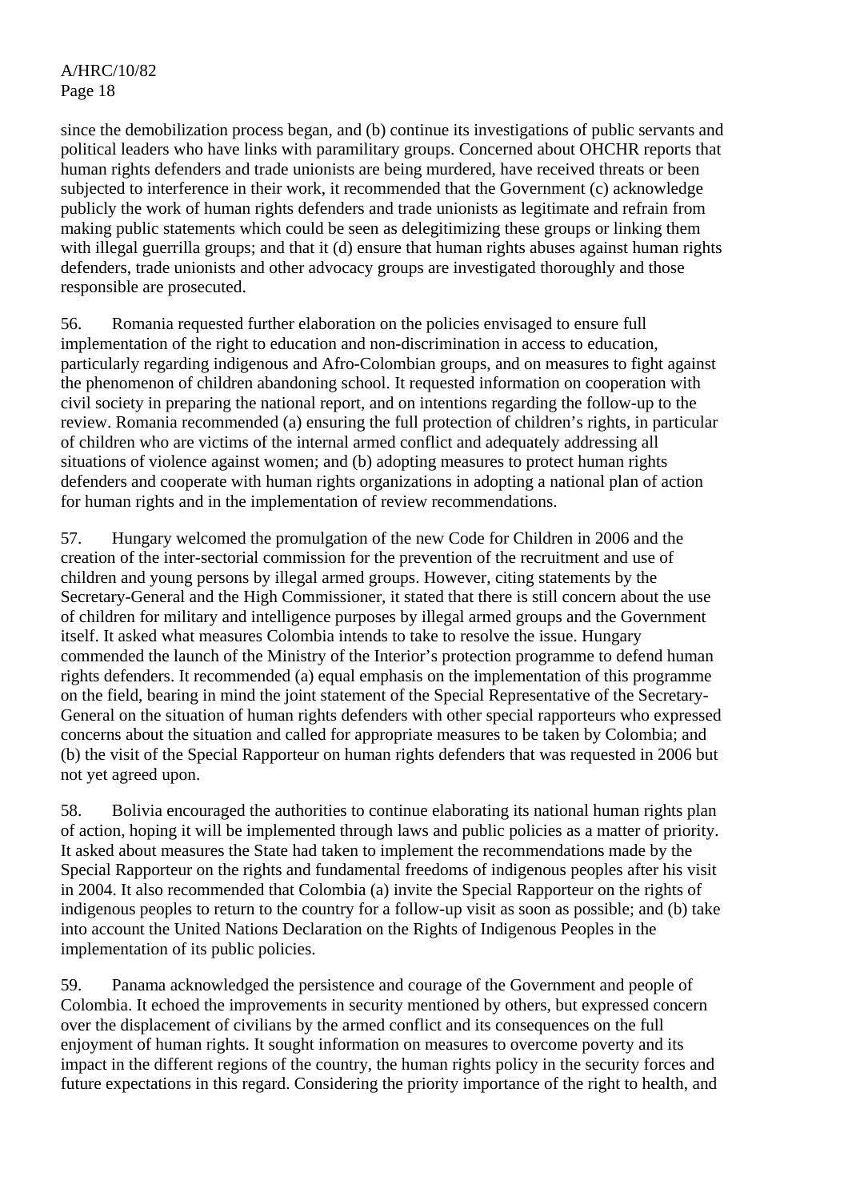since the demobilization process began, and (b) continue its investigations of public servants and political leaders who have links with paramilitary groups. Concerned about OHCHR reports that human rights defenders and trade unionists are being murdered, have received threats or been subjected to interference in their work, it recommended that the Government (c) acknowledge publicly the work of human rights defenders and trade unionists as legitimate and refrain from making public statements which could be seen as delegitimizing these groups or linking them with illegal guerrilla groups; and that it (d) ensure that human rights abuses against human rights defenders, trade unionists and other advocacy groups are investigated thoroughly and those responsible are prosecuted.

56. Romania requested further elaboration on the policies envisaged to ensure full implementation of the right to education and non-discrimination in access to education, particularly regarding indigenous and Afro-Colombian groups, and on measures to fight against the phenomenon of children abandoning school. It requested information on cooperation with civil society in preparing the national report, and on intentions regarding the follow-up to the review. Romania recommended (a) ensuring the full protection of children's rights, in particular of children who are victims of the internal armed conflict and adequately addressing all situations of violence against women; and (b) adopting measures to protect human rights defenders and cooperate with human rights organizations in adopting a national plan of action for human rights and in the implementation of review recommendations.

57. Hungary welcomed the promulgation of the new Code for Children in 2006 and the creation of the inter-sectorial commission for the prevention of the recruitment and use of children and young persons by illegal armed groups. However, citing statements by the Secretary-General and the High Commissioner, it stated that there is still concern about the use of children for military and intelligence purposes by illegal armed groups and the Government itself. It asked what measures Colombia intends to take to resolve the issue. Hungary commended the launch of the Ministry of the Interior's protection programme to defend human rights defenders. It recommended (a) equal emphasis on the implementation of this programme on the field, bearing in mind the joint statement of the Special Representative of the Secretary-General on the situation of human rights defenders with other special rapporteurs who expressed concerns about the situation and called for appropriate measures to be taken by Colombia; and (b) the visit of the Special Rapporteur on human rights defenders that was requested in 2006 but not yet agreed upon.

58. Bolivia encouraged the authorities to continue elaborating its national human rights plan of action, hoping it will be implemented through laws and public policies as a matter of priority. It asked about measures the State had taken to implement the recommendations made by the Special Rapporteur on the rights and fundamental freedoms of indigenous peoples after his visit in 2004. It also recommended that Colombia (a) invite the Special Rapporteur on the rights of indigenous peoples to return to the country for a follow-up visit as soon as possible; and (b) take into account the United Nations Declaration on the Rights of Indigenous Peoples in the implementation of its public policies.

59. Panama acknowledged the persistence and courage of the Government and people of Colombia. It echoed the improvements in security mentioned by others, but expressed concern over the displacement of civilians by the armed conflict and its consequences on the full enjoyment of human rights. It sought information on measures to overcome poverty and its impact in the different regions of the country, the human rights policy in the security forces and future expectations in this regard. Considering the priority importance of the right to health, and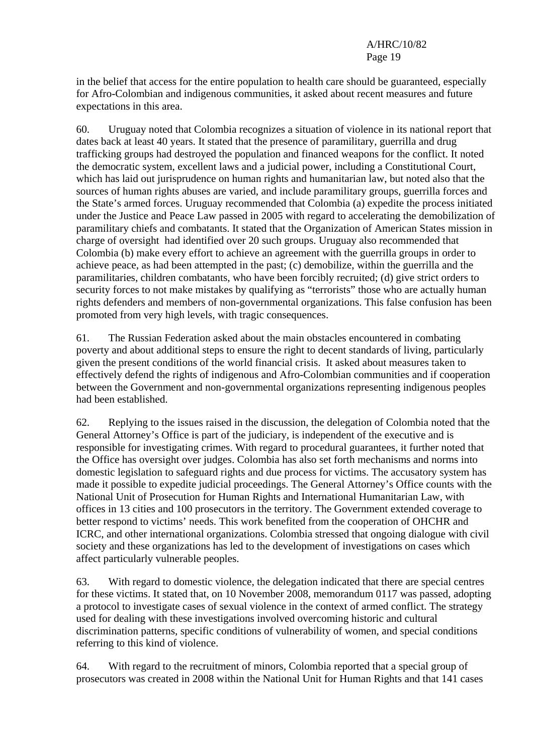in the belief that access for the entire population to health care should be guaranteed, especially for Afro-Colombian and indigenous communities, it asked about recent measures and future expectations in this area.

60. Uruguay noted that Colombia recognizes a situation of violence in its national report that dates back at least 40 years. It stated that the presence of paramilitary, guerrilla and drug trafficking groups had destroyed the population and financed weapons for the conflict. It noted the democratic system, excellent laws and a judicial power, including a Constitutional Court, which has laid out jurisprudence on human rights and humanitarian law, but noted also that the sources of human rights abuses are varied, and include paramilitary groups, guerrilla forces and the State's armed forces. Uruguay recommended that Colombia (a) expedite the process initiated under the Justice and Peace Law passed in 2005 with regard to accelerating the demobilization of paramilitary chiefs and combatants. It stated that the Organization of American States mission in charge of oversight had identified over 20 such groups. Uruguay also recommended that Colombia (b) make every effort to achieve an agreement with the guerrilla groups in order to achieve peace, as had been attempted in the past; (c) demobilize, within the guerrilla and the paramilitaries, children combatants, who have been forcibly recruited; (d) give strict orders to security forces to not make mistakes by qualifying as "terrorists" those who are actually human rights defenders and members of non-governmental organizations. This false confusion has been promoted from very high levels, with tragic consequences.

61. The Russian Federation asked about the main obstacles encountered in combating poverty and about additional steps to ensure the right to decent standards of living, particularly given the present conditions of the world financial crisis. It asked about measures taken to effectively defend the rights of indigenous and Afro-Colombian communities and if cooperation between the Government and non-governmental organizations representing indigenous peoples had been established.

62. Replying to the issues raised in the discussion, the delegation of Colombia noted that the General Attorney's Office is part of the judiciary, is independent of the executive and is responsible for investigating crimes. With regard to procedural guarantees, it further noted that the Office has oversight over judges. Colombia has also set forth mechanisms and norms into domestic legislation to safeguard rights and due process for victims. The accusatory system has made it possible to expedite judicial proceedings. The General Attorney's Office counts with the National Unit of Prosecution for Human Rights and International Humanitarian Law, with offices in 13 cities and 100 prosecutors in the territory. The Government extended coverage to better respond to victims' needs. This work benefited from the cooperation of OHCHR and ICRC, and other international organizations. Colombia stressed that ongoing dialogue with civil society and these organizations has led to the development of investigations on cases which affect particularly vulnerable peoples.

63. With regard to domestic violence, the delegation indicated that there are special centres for these victims. It stated that, on 10 November 2008, memorandum 0117 was passed, adopting a protocol to investigate cases of sexual violence in the context of armed conflict. The strategy used for dealing with these investigations involved overcoming historic and cultural discrimination patterns, specific conditions of vulnerability of women, and special conditions referring to this kind of violence.

64. With regard to the recruitment of minors, Colombia reported that a special group of prosecutors was created in 2008 within the National Unit for Human Rights and that 141 cases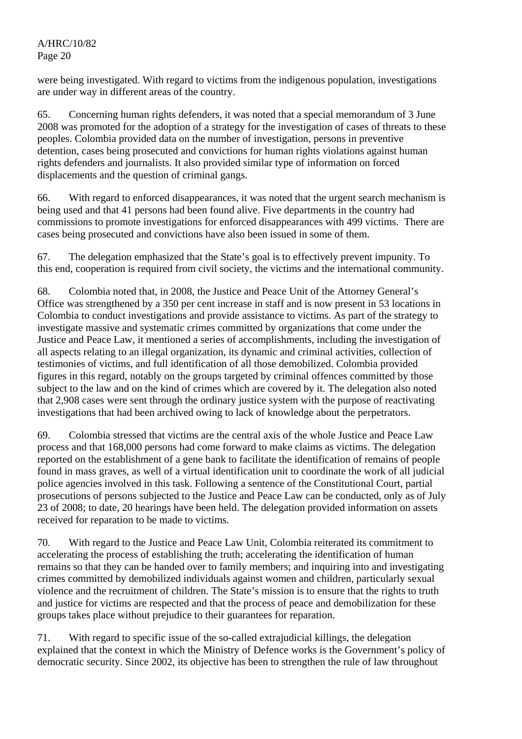were being investigated. With regard to victims from the indigenous population, investigations are under way in different areas of the country.

65. Concerning human rights defenders, it was noted that a special memorandum of 3 June 2008 was promoted for the adoption of a strategy for the investigation of cases of threats to these peoples. Colombia provided data on the number of investigation, persons in preventive detention, cases being prosecuted and convictions for human rights violations against human rights defenders and journalists. It also provided similar type of information on forced displacements and the question of criminal gangs.

66. With regard to enforced disappearances, it was noted that the urgent search mechanism is being used and that 41 persons had been found alive. Five departments in the country had commissions to promote investigations for enforced disappearances with 499 victims. There are cases being prosecuted and convictions have also been issued in some of them.

67. The delegation emphasized that the State's goal is to effectively prevent impunity. To this end, cooperation is required from civil society, the victims and the international community.

68. Colombia noted that, in 2008, the Justice and Peace Unit of the Attorney General's Office was strengthened by a 350 per cent increase in staff and is now present in 53 locations in Colombia to conduct investigations and provide assistance to victims. As part of the strategy to investigate massive and systematic crimes committed by organizations that come under the Justice and Peace Law, it mentioned a series of accomplishments, including the investigation of all aspects relating to an illegal organization, its dynamic and criminal activities, collection of testimonies of victims, and full identification of all those demobilized. Colombia provided figures in this regard, notably on the groups targeted by criminal offences committed by those subject to the law and on the kind of crimes which are covered by it. The delegation also noted that 2,908 cases were sent through the ordinary justice system with the purpose of reactivating investigations that had been archived owing to lack of knowledge about the perpetrators.

69. Colombia stressed that victims are the central axis of the whole Justice and Peace Law process and that 168,000 persons had come forward to make claims as victims. The delegation reported on the establishment of a gene bank to facilitate the identification of remains of people found in mass graves, as well of a virtual identification unit to coordinate the work of all judicial police agencies involved in this task. Following a sentence of the Constitutional Court, partial prosecutions of persons subjected to the Justice and Peace Law can be conducted, only as of July 23 of 2008; to date, 20 hearings have been held. The delegation provided information on assets received for reparation to be made to victims.

70. With regard to the Justice and Peace Law Unit, Colombia reiterated its commitment to accelerating the process of establishing the truth; accelerating the identification of human remains so that they can be handed over to family members; and inquiring into and investigating crimes committed by demobilized individuals against women and children, particularly sexual violence and the recruitment of children. The State's mission is to ensure that the rights to truth and justice for victims are respected and that the process of peace and demobilization for these groups takes place without prejudice to their guarantees for reparation.

71. With regard to specific issue of the so-called extrajudicial killings, the delegation explained that the context in which the Ministry of Defence works is the Government's policy of democratic security. Since 2002, its objective has been to strengthen the rule of law throughout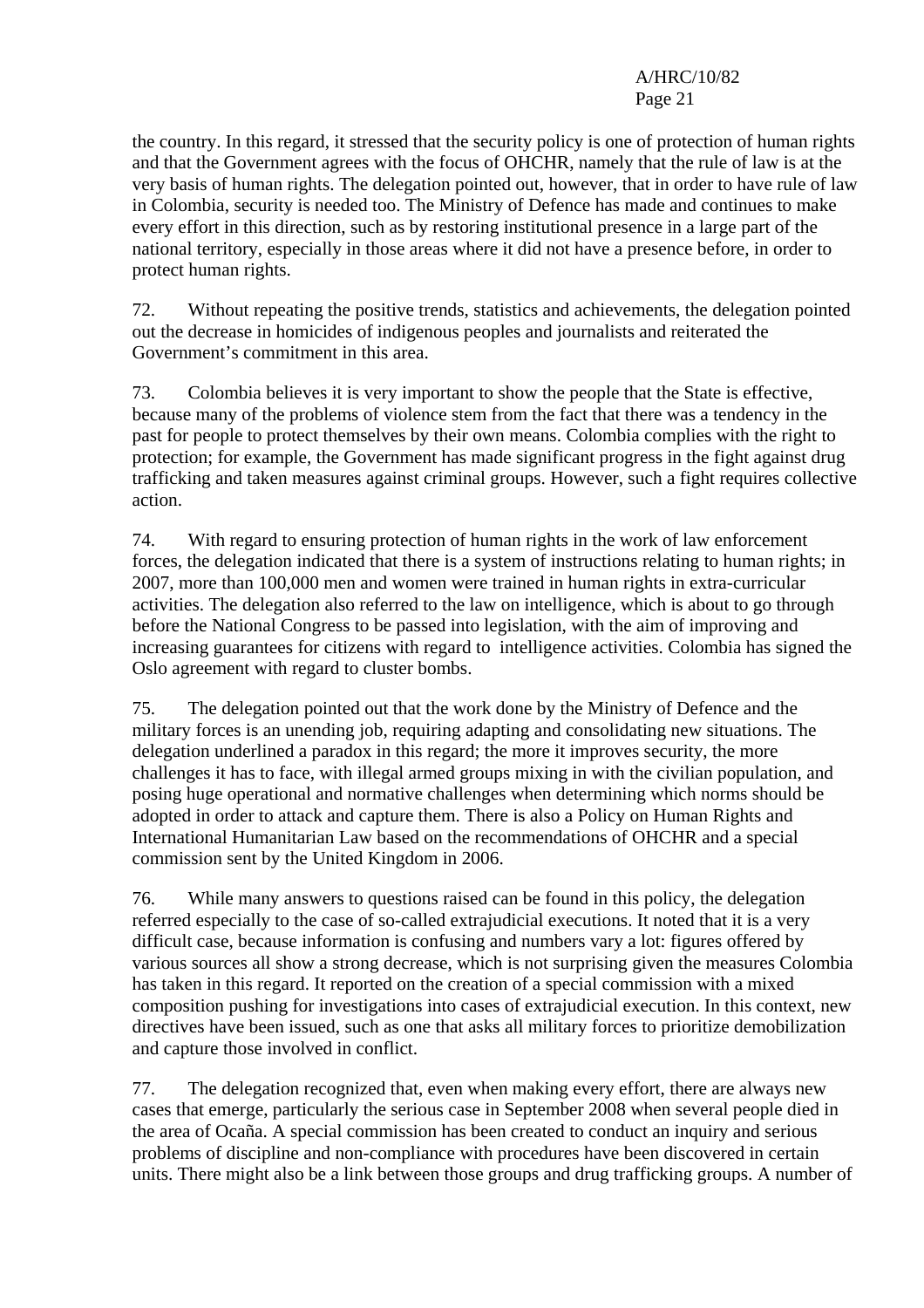the country. In this regard, it stressed that the security policy is one of protection of human rights and that the Government agrees with the focus of OHCHR, namely that the rule of law is at the very basis of human rights. The delegation pointed out, however, that in order to have rule of law in Colombia, security is needed too. The Ministry of Defence has made and continues to make every effort in this direction, such as by restoring institutional presence in a large part of the national territory, especially in those areas where it did not have a presence before, in order to protect human rights.

72. Without repeating the positive trends, statistics and achievements, the delegation pointed out the decrease in homicides of indigenous peoples and journalists and reiterated the Government's commitment in this area.

73. Colombia believes it is very important to show the people that the State is effective, because many of the problems of violence stem from the fact that there was a tendency in the past for people to protect themselves by their own means. Colombia complies with the right to protection; for example, the Government has made significant progress in the fight against drug trafficking and taken measures against criminal groups. However, such a fight requires collective action.

74. With regard to ensuring protection of human rights in the work of law enforcement forces, the delegation indicated that there is a system of instructions relating to human rights; in 2007, more than 100,000 men and women were trained in human rights in extra-curricular activities. The delegation also referred to the law on intelligence, which is about to go through before the National Congress to be passed into legislation, with the aim of improving and increasing guarantees for citizens with regard to intelligence activities. Colombia has signed the Oslo agreement with regard to cluster bombs.

75. The delegation pointed out that the work done by the Ministry of Defence and the military forces is an unending job, requiring adapting and consolidating new situations. The delegation underlined a paradox in this regard; the more it improves security, the more challenges it has to face, with illegal armed groups mixing in with the civilian population, and posing huge operational and normative challenges when determining which norms should be adopted in order to attack and capture them. There is also a Policy on Human Rights and International Humanitarian Law based on the recommendations of OHCHR and a special commission sent by the United Kingdom in 2006.

76. While many answers to questions raised can be found in this policy, the delegation referred especially to the case of so-called extrajudicial executions. It noted that it is a very difficult case, because information is confusing and numbers vary a lot: figures offered by various sources all show a strong decrease, which is not surprising given the measures Colombia has taken in this regard. It reported on the creation of a special commission with a mixed composition pushing for investigations into cases of extrajudicial execution. In this context, new directives have been issued, such as one that asks all military forces to prioritize demobilization and capture those involved in conflict.

77. The delegation recognized that, even when making every effort, there are always new cases that emerge, particularly the serious case in September 2008 when several people died in the area of Ocaña. A special commission has been created to conduct an inquiry and serious problems of discipline and non-compliance with procedures have been discovered in certain units. There might also be a link between those groups and drug trafficking groups. A number of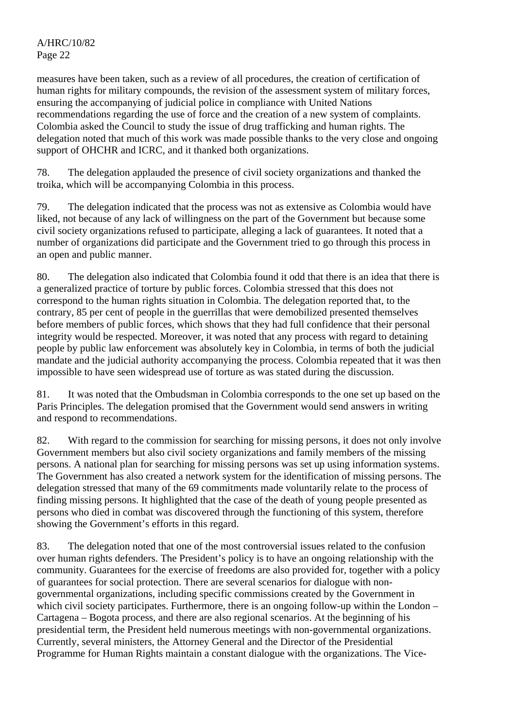measures have been taken, such as a review of all procedures, the creation of certification of human rights for military compounds, the revision of the assessment system of military forces, ensuring the accompanying of judicial police in compliance with United Nations recommendations regarding the use of force and the creation of a new system of complaints. Colombia asked the Council to study the issue of drug trafficking and human rights. The delegation noted that much of this work was made possible thanks to the very close and ongoing support of OHCHR and ICRC, and it thanked both organizations.

78. The delegation applauded the presence of civil society organizations and thanked the troika, which will be accompanying Colombia in this process.

79. The delegation indicated that the process was not as extensive as Colombia would have liked, not because of any lack of willingness on the part of the Government but because some civil society organizations refused to participate, alleging a lack of guarantees. It noted that a number of organizations did participate and the Government tried to go through this process in an open and public manner.

80. The delegation also indicated that Colombia found it odd that there is an idea that there is a generalized practice of torture by public forces. Colombia stressed that this does not correspond to the human rights situation in Colombia. The delegation reported that, to the contrary, 85 per cent of people in the guerrillas that were demobilized presented themselves before members of public forces, which shows that they had full confidence that their personal integrity would be respected. Moreover, it was noted that any process with regard to detaining people by public law enforcement was absolutely key in Colombia, in terms of both the judicial mandate and the judicial authority accompanying the process. Colombia repeated that it was then impossible to have seen widespread use of torture as was stated during the discussion.

81. It was noted that the Ombudsman in Colombia corresponds to the one set up based on the Paris Principles. The delegation promised that the Government would send answers in writing and respond to recommendations.

82. With regard to the commission for searching for missing persons, it does not only involve Government members but also civil society organizations and family members of the missing persons. A national plan for searching for missing persons was set up using information systems. The Government has also created a network system for the identification of missing persons. The delegation stressed that many of the 69 commitments made voluntarily relate to the process of finding missing persons. It highlighted that the case of the death of young people presented as persons who died in combat was discovered through the functioning of this system, therefore showing the Government's efforts in this regard.

83. The delegation noted that one of the most controversial issues related to the confusion over human rights defenders. The President's policy is to have an ongoing relationship with the community. Guarantees for the exercise of freedoms are also provided for, together with a policy of guarantees for social protection. There are several scenarios for dialogue with non-governmental organizations, including specific commissions created by the Government in which civil society participates. Furthermore, there is an ongoing follow-up within the London – Cartagena – Bogota process, and there are also regional scenarios. At the beginning of his presidential term, the President held numerous meetings with non-governmental organizations. Currently, several ministers, the Attorney General and the Director of the Presidential Programme for Human Rights maintain a constant dialogue with the organizations. The Vice-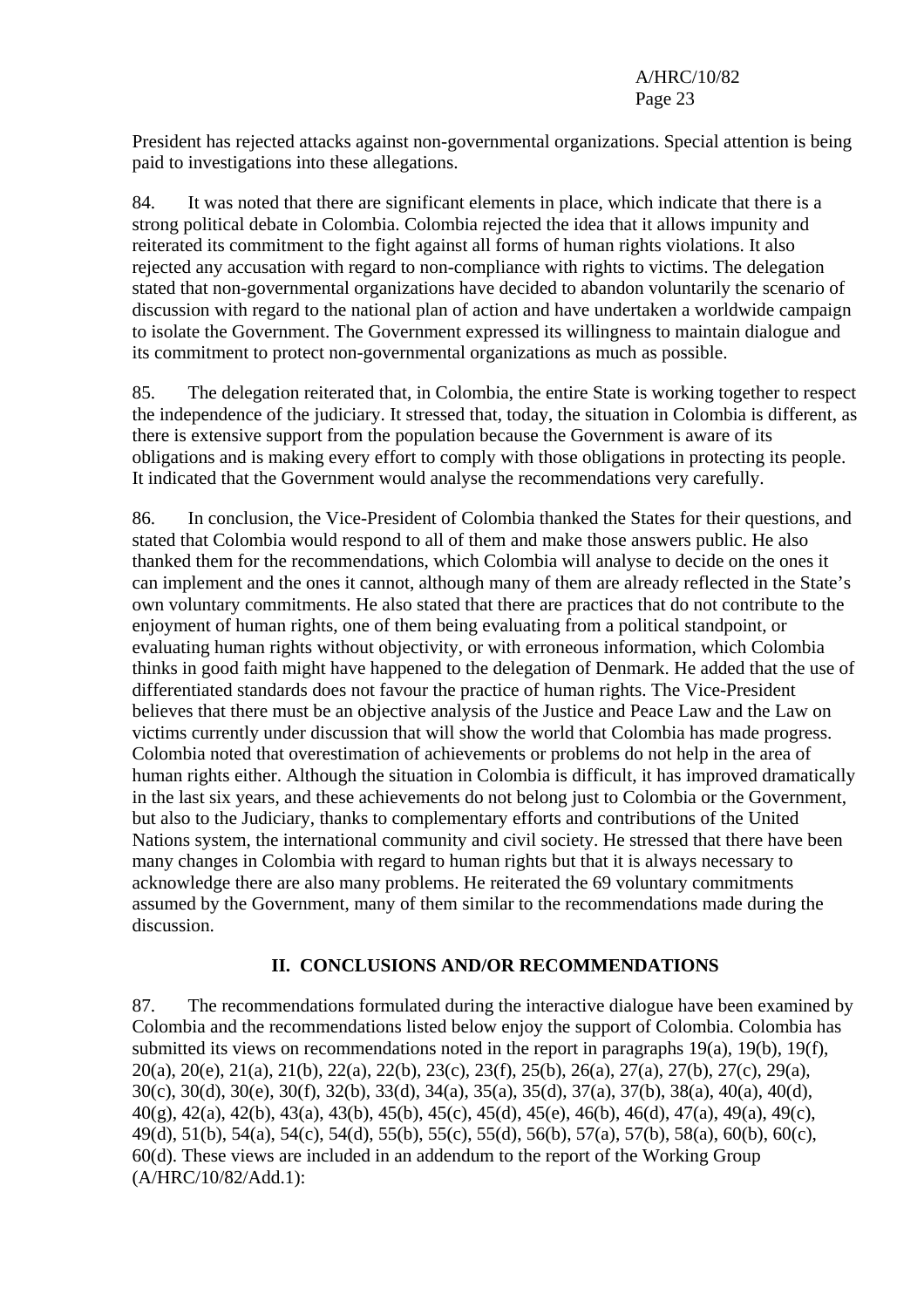President has rejected attacks against non-governmental organizations. Special attention is being paid to investigations into these allegations.

84. It was noted that there are significant elements in place, which indicate that there is a strong political debate in Colombia. Colombia rejected the idea that it allows impunity and reiterated its commitment to the fight against all forms of human rights violations. It also rejected any accusation with regard to non-compliance with rights to victims. The delegation stated that non-governmental organizations have decided to abandon voluntarily the scenario of discussion with regard to the national plan of action and have undertaken a worldwide campaign to isolate the Government. The Government expressed its willingness to maintain dialogue and its commitment to protect non-governmental organizations as much as possible.

85. The delegation reiterated that, in Colombia, the entire State is working together to respect the independence of the judiciary. It stressed that, today, the situation in Colombia is different, as there is extensive support from the population because the Government is aware of its obligations and is making every effort to comply with those obligations in protecting its people. It indicated that the Government would analyse the recommendations very carefully.

86. In conclusion, the Vice-President of Colombia thanked the States for their questions, and stated that Colombia would respond to all of them and make those answers public. He also thanked them for the recommendations, which Colombia will analyse to decide on the ones it can implement and the ones it cannot, although many of them are already reflected in the State's own voluntary commitments. He also stated that there are practices that do not contribute to the enjoyment of human rights, one of them being evaluating from a political standpoint, or evaluating human rights without objectivity, or with erroneous information, which Colombia thinks in good faith might have happened to the delegation of Denmark. He added that the use of differentiated standards does not favour the practice of human rights. The Vice-President believes that there must be an objective analysis of the Justice and Peace Law and the Law on victims currently under discussion that will show the world that Colombia has made progress. Colombia noted that overestimation of achievements or problems do not help in the area of human rights either. Although the situation in Colombia is difficult, it has improved dramatically in the last six years, and these achievements do not belong just to Colombia or the Government, but also to the Judiciary, thanks to complementary efforts and contributions of the United Nations system, the international community and civil society. He stressed that there have been many changes in Colombia with regard to human rights but that it is always necessary to acknowledge there are also many problems. He reiterated the 69 voluntary commitments assumed by the Government, many of them similar to the recommendations made during the discussion.

## II. CONCLUSIONS AND/OR RECOMMENDATIONS

87. The recommendations formulated during the interactive dialogue have been examined by Colombia and the recommendations listed below enjoy the support of Colombia. Colombia has submitted its views on recommendations noted in the report in paragraphs 19(a), 19(b), 19(f), 20(a), 20(e), 21(a), 21(b), 22(a), 22(b), 23(c), 23(f), 25(b), 26(a), 27(a), 27(b), 27(c), 29(a), 30(c), 30(d), 30(e), 30(f), 32(b), 33(d), 34(a), 35(a), 35(d), 37(a), 37(b), 38(a), 40(a), 40(d), 40(g), 42(a), 42(b), 43(a), 43(b), 45(b), 45(c), 45(d), 45(e), 46(b), 46(d), 47(a), 49(a), 49(c), 49(d), 51(b), 54(a), 54(c), 54(d), 55(b), 55(c), 55(d), 56(b), 57(a), 57(b), 58(a), 60(b), 60(c), 60(d). These views are included in an addendum to the report of the Working Group (A/HRC/10/82/Add.1):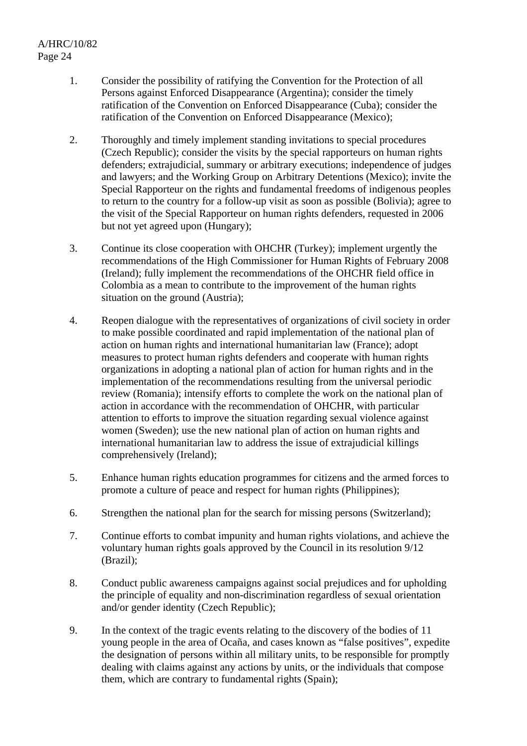1. Consider the possibility of ratifying the Convention for the Protection of all Persons against Enforced Disappearance (Argentina); consider the timely ratification of the Convention on Enforced Disappearance (Cuba); consider the ratification of the Convention on Enforced Disappearance (Mexico);

2. Thoroughly and timely implement standing invitations to special procedures (Czech Republic); consider the visits by the special rapporteurs on human rights defenders; extrajudicial, summary or arbitrary executions; independence of judges and lawyers; and the Working Group on Arbitrary Detentions (Mexico); invite the Special Rapporteur on the rights and fundamental freedoms of indigenous peoples to return to the country for a follow-up visit as soon as possible (Bolivia); agree to the visit of the Special Rapporteur on human rights defenders, requested in 2006 but not yet agreed upon (Hungary);

3. Continue its close cooperation with OHCHR (Turkey); implement urgently the recommendations of the High Commissioner for Human Rights of February 2008 (Ireland); fully implement the recommendations of the OHCHR field office in Colombia as a mean to contribute to the improvement of the human rights situation on the ground (Austria);

4. Reopen dialogue with the representatives of organizations of civil society in order to make possible coordinated and rapid implementation of the national plan of action on human rights and international humanitarian law (France); adopt measures to protect human rights defenders and cooperate with human rights organizations in adopting a national plan of action for human rights and in the implementation of the recommendations resulting from the universal periodic review (Romania); intensify efforts to complete the work on the national plan of action in accordance with the recommendation of OHCHR, with particular attention to efforts to improve the situation regarding sexual violence against women (Sweden); use the new national plan of action on human rights and international humanitarian law to address the issue of extrajudicial killings comprehensively (Ireland);

5. Enhance human rights education programmes for citizens and the armed forces to promote a culture of peace and respect for human rights (Philippines);

6. Strengthen the national plan for the search for missing persons (Switzerland);

7. Continue efforts to combat impunity and human rights violations, and achieve the voluntary human rights goals approved by the Council in its resolution 9/12 (Brazil);

8. Conduct public awareness campaigns against social prejudices and for upholding the principle of equality and non-discrimination regardless of sexual orientation and/or gender identity (Czech Republic);

9. In the context of the tragic events relating to the discovery of the bodies of 11 young people in the area of Ocaña, and cases known as "false positives", expedite the designation of persons within all military units, to be responsible for promptly dealing with claims against any actions by units, or the individuals that compose them, which are contrary to fundamental rights (Spain);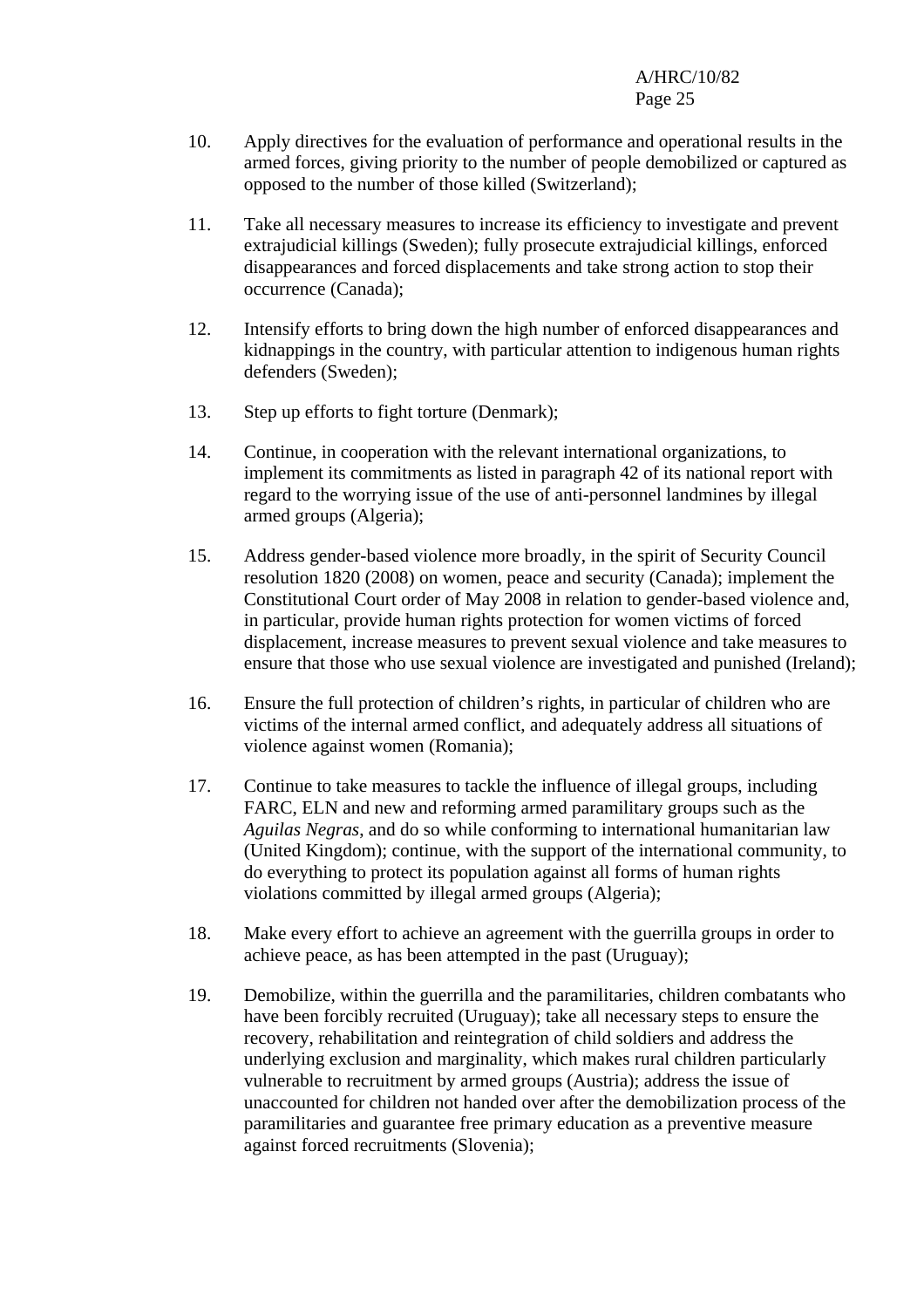10. Apply directives for the evaluation of performance and operational results in the armed forces, giving priority to the number of people demobilized or captured as opposed to the number of those killed (Switzerland);

11. Take all necessary measures to increase its efficiency to investigate and prevent extrajudicial killings (Sweden); fully prosecute extrajudicial killings, enforced disappearances and forced displacements and take strong action to stop their occurrence (Canada);

12. Intensify efforts to bring down the high number of enforced disappearances and kidnappings in the country, with particular attention to indigenous human rights defenders (Sweden);

13. Step up efforts to fight torture (Denmark);

14. Continue, in cooperation with the relevant international organizations, to implement its commitments as listed in paragraph 42 of its national report with regard to the worrying issue of the use of anti-personnel landmines by illegal armed groups (Algeria);

15. Address gender-based violence more broadly, in the spirit of Security Council resolution 1820 (2008) on women, peace and security (Canada); implement the Constitutional Court order of May 2008 in relation to gender-based violence and, in particular, provide human rights protection for women victims of forced displacement, increase measures to prevent sexual violence and take measures to ensure that those who use sexual violence are investigated and punished (Ireland);

16. Ensure the full protection of children's rights, in particular of children who are victims of the internal armed conflict, and adequately address all situations of violence against women (Romania);

17. Continue to take measures to tackle the influence of illegal groups, including FARC, ELN and new and reforming armed paramilitary groups such as the *Aguilas Negras*, and do so while conforming to international humanitarian law (United Kingdom); continue, with the support of the international community, to do everything to protect its population against all forms of human rights violations committed by illegal armed groups (Algeria);

18. Make every effort to achieve an agreement with the guerrilla groups in order to achieve peace, as has been attempted in the past (Uruguay);

19. Demobilize, within the guerrilla and the paramilitaries, children combatants who have been forcibly recruited (Uruguay); take all necessary steps to ensure the recovery, rehabilitation and reintegration of child soldiers and address the underlying exclusion and marginality, which makes rural children particularly vulnerable to recruitment by armed groups (Austria); address the issue of unaccounted for children not handed over after the demobilization process of the paramilitaries and guarantee free primary education as a preventive measure against forced recruitments (Slovenia);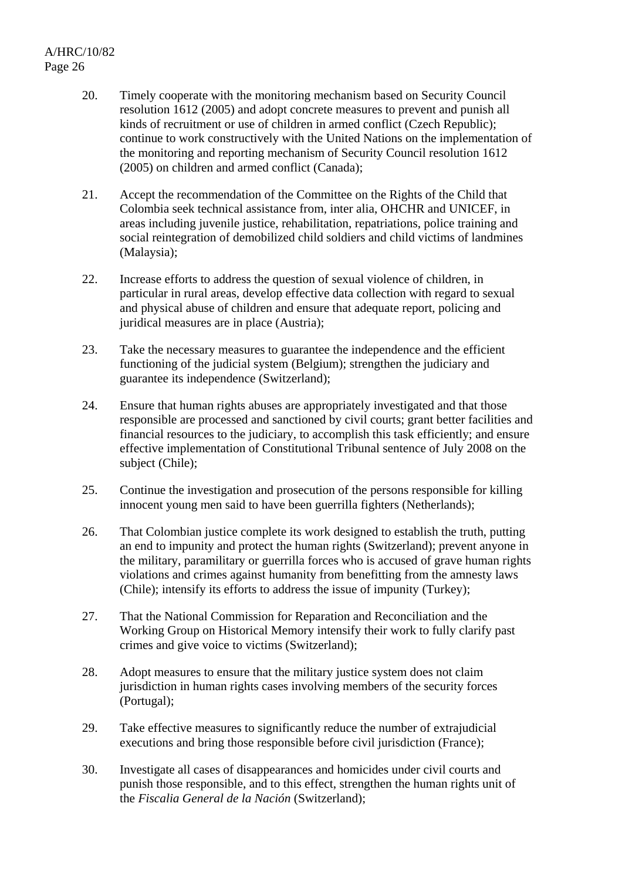20. Timely cooperate with the monitoring mechanism based on Security Council resolution 1612 (2005) and adopt concrete measures to prevent and punish all kinds of recruitment or use of children in armed conflict (Czech Republic); continue to work constructively with the United Nations on the implementation of the monitoring and reporting mechanism of Security Council resolution 1612 (2005) on children and armed conflict (Canada);

21. Accept the recommendation of the Committee on the Rights of the Child that Colombia seek technical assistance from, inter alia, OHCHR and UNICEF, in areas including juvenile justice, rehabilitation, repatriations, police training and social reintegration of demobilized child soldiers and child victims of landmines (Malaysia);

22. Increase efforts to address the question of sexual violence of children, in particular in rural areas, develop effective data collection with regard to sexual and physical abuse of children and ensure that adequate report, policing and juridical measures are in place (Austria);

23. Take the necessary measures to guarantee the independence and the efficient functioning of the judicial system (Belgium); strengthen the judiciary and guarantee its independence (Switzerland);

24. Ensure that human rights abuses are appropriately investigated and that those responsible are processed and sanctioned by civil courts; grant better facilities and financial resources to the judiciary, to accomplish this task efficiently; and ensure effective implementation of Constitutional Tribunal sentence of July 2008 on the subject (Chile);

25. Continue the investigation and prosecution of the persons responsible for killing innocent young men said to have been guerrilla fighters (Netherlands);

26. That Colombian justice complete its work designed to establish the truth, putting an end to impunity and protect the human rights (Switzerland); prevent anyone in the military, paramilitary or guerrilla forces who is accused of grave human rights violations and crimes against humanity from benefitting from the amnesty laws (Chile); intensify its efforts to address the issue of impunity (Turkey);

27. That the National Commission for Reparation and Reconciliation and the Working Group on Historical Memory intensify their work to fully clarify past crimes and give voice to victims (Switzerland);

28. Adopt measures to ensure that the military justice system does not claim jurisdiction in human rights cases involving members of the security forces (Portugal);

29. Take effective measures to significantly reduce the number of extrajudicial executions and bring those responsible before civil jurisdiction (France);

30. Investigate all cases of disappearances and homicides under civil courts and punish those responsible, and to this effect, strengthen the human rights unit of the *Fiscalia General de la Nación* (Switzerland);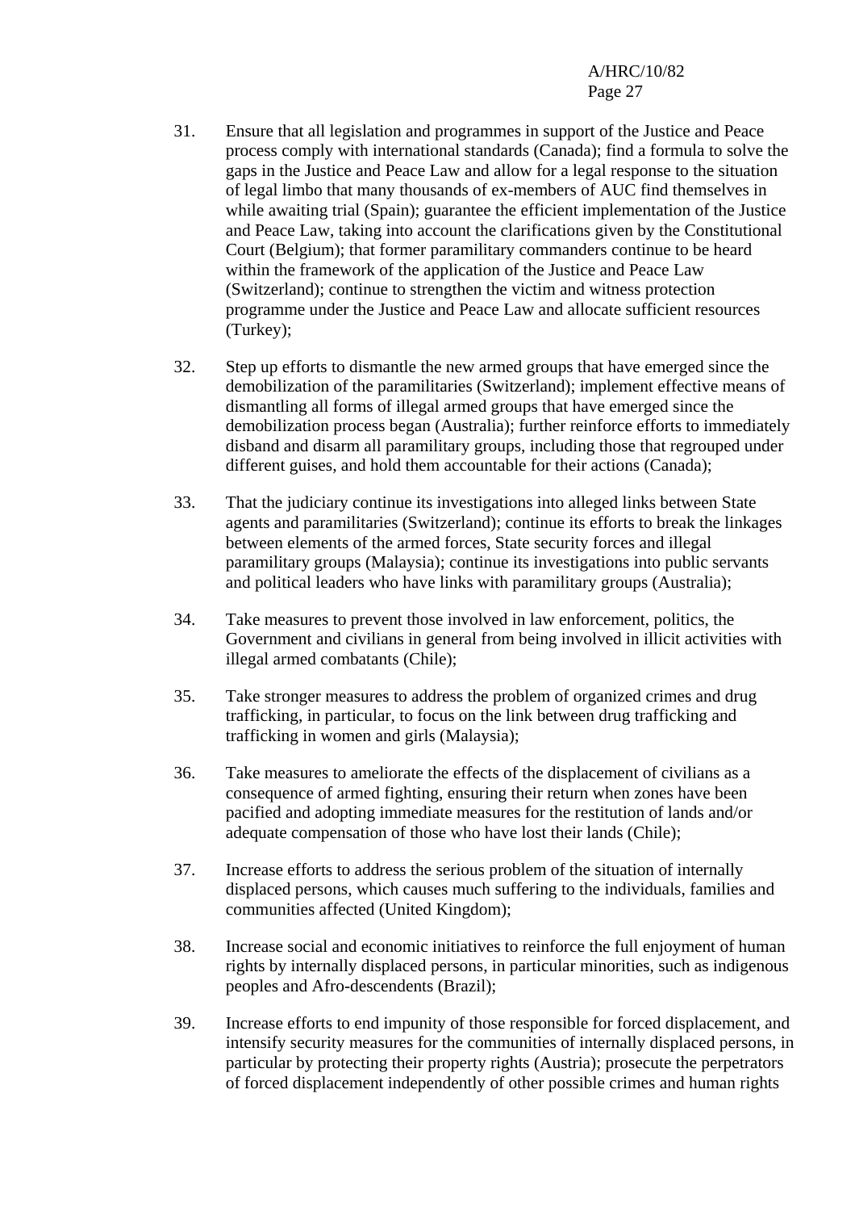31. Ensure that all legislation and programmes in support of the Justice and Peace process comply with international standards (Canada); find a formula to solve the gaps in the Justice and Peace Law and allow for a legal response to the situation of legal limbo that many thousands of ex-members of AUC find themselves in while awaiting trial (Spain); guarantee the efficient implementation of the Justice and Peace Law, taking into account the clarifications given by the Constitutional Court (Belgium); that former paramilitary commanders continue to be heard within the framework of the application of the Justice and Peace Law (Switzerland); continue to strengthen the victim and witness protection programme under the Justice and Peace Law and allocate sufficient resources (Turkey);

32. Step up efforts to dismantle the new armed groups that have emerged since the demobilization of the paramilitaries (Switzerland); implement effective means of dismantling all forms of illegal armed groups that have emerged since the demobilization process began (Australia); further reinforce efforts to immediately disband and disarm all paramilitary groups, including those that regrouped under different guises, and hold them accountable for their actions (Canada);

33. That the judiciary continue its investigations into alleged links between State agents and paramilitaries (Switzerland); continue its efforts to break the linkages between elements of the armed forces, State security forces and illegal paramilitary groups (Malaysia); continue its investigations into public servants and political leaders who have links with paramilitary groups (Australia);

34. Take measures to prevent those involved in law enforcement, politics, the Government and civilians in general from being involved in illicit activities with illegal armed combatants (Chile);

35. Take stronger measures to address the problem of organized crimes and drug trafficking, in particular, to focus on the link between drug trafficking and trafficking in women and girls (Malaysia);

36. Take measures to ameliorate the effects of the displacement of civilians as a consequence of armed fighting, ensuring their return when zones have been pacified and adopting immediate measures for the restitution of lands and/or adequate compensation of those who have lost their lands (Chile);

37. Increase efforts to address the serious problem of the situation of internally displaced persons, which causes much suffering to the individuals, families and communities affected (United Kingdom);

38. Increase social and economic initiatives to reinforce the full enjoyment of human rights by internally displaced persons, in particular minorities, such as indigenous peoples and Afro-descendents (Brazil);

39. Increase efforts to end impunity of those responsible for forced displacement, and intensify security measures for the communities of internally displaced persons, in particular by protecting their property rights (Austria); prosecute the perpetrators of forced displacement independently of other possible crimes and human rights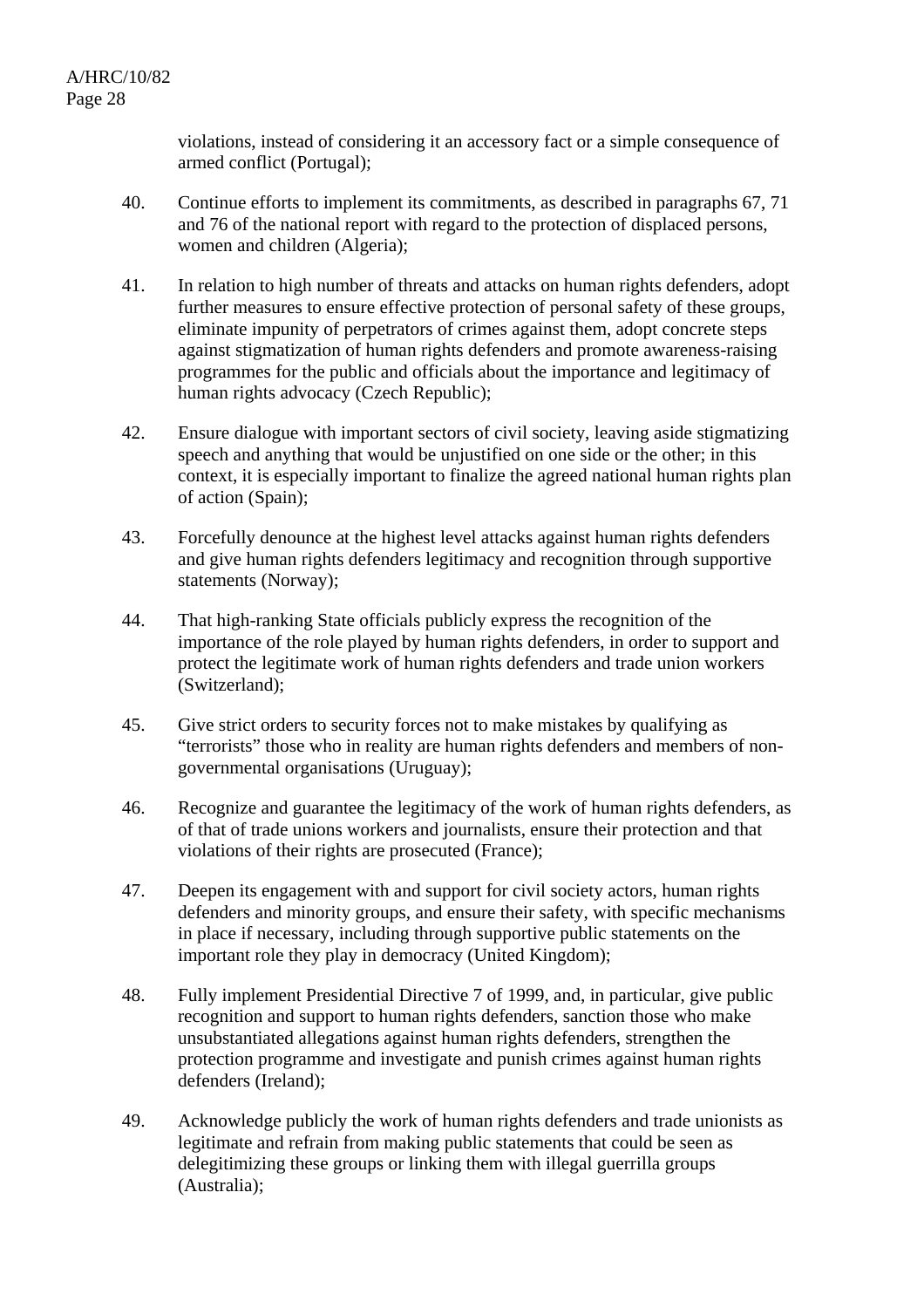violations, instead of considering it an accessory fact or a simple consequence of armed conflict (Portugal);

40. Continue efforts to implement its commitments, as described in paragraphs 67, 71 and 76 of the national report with regard to the protection of displaced persons, women and children (Algeria);

41. In relation to high number of threats and attacks on human rights defenders, adopt further measures to ensure effective protection of personal safety of these groups, eliminate impunity of perpetrators of crimes against them, adopt concrete steps against stigmatization of human rights defenders and promote awareness-raising programmes for the public and officials about the importance and legitimacy of human rights advocacy (Czech Republic);

42. Ensure dialogue with important sectors of civil society, leaving aside stigmatizing speech and anything that would be unjustified on one side or the other; in this context, it is especially important to finalize the agreed national human rights plan of action (Spain);

43. Forcefully denounce at the highest level attacks against human rights defenders and give human rights defenders legitimacy and recognition through supportive statements (Norway);

44. That high-ranking State officials publicly express the recognition of the importance of the role played by human rights defenders, in order to support and protect the legitimate work of human rights defenders and trade union workers (Switzerland);

45. Give strict orders to security forces not to make mistakes by qualifying as “terrorists” those who in reality are human rights defenders and members of non-governmental organisations (Uruguay);

46. Recognize and guarantee the legitimacy of the work of human rights defenders, as of that of trade unions workers and journalists, ensure their protection and that violations of their rights are prosecuted (France);

47. Deepen its engagement with and support for civil society actors, human rights defenders and minority groups, and ensure their safety, with specific mechanisms in place if necessary, including through supportive public statements on the important role they play in democracy (United Kingdom);

48. Fully implement Presidential Directive 7 of 1999, and, in particular, give public recognition and support to human rights defenders, sanction those who make unsubstantiated allegations against human rights defenders, strengthen the protection programme and investigate and punish crimes against human rights defenders (Ireland);

49. Acknowledge publicly the work of human rights defenders and trade unionists as legitimate and refrain from making public statements that could be seen as delegitimizing these groups or linking them with illegal guerrilla groups (Australia);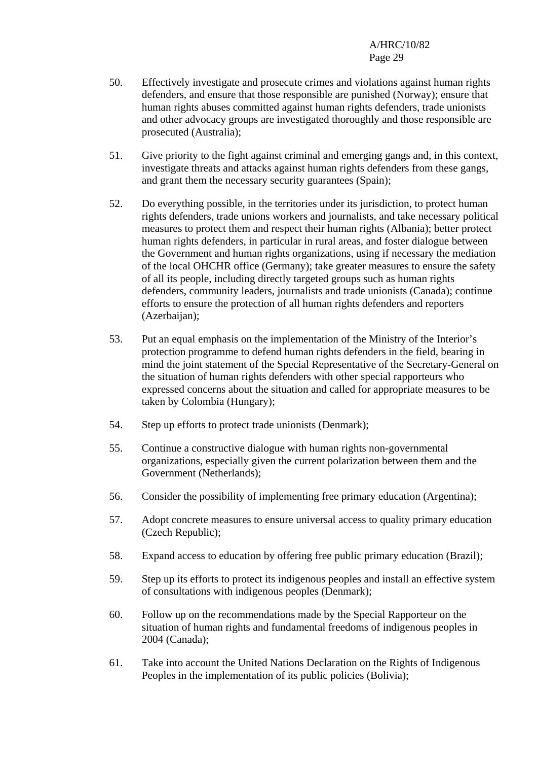50. Effectively investigate and prosecute crimes and violations against human rights defenders, and ensure that those responsible are punished (Norway); ensure that human rights abuses committed against human rights defenders, trade unionists and other advocacy groups are investigated thoroughly and those responsible are prosecuted (Australia);

51. Give priority to the fight against criminal and emerging gangs and, in this context, investigate threats and attacks against human rights defenders from these gangs, and grant them the necessary security guarantees (Spain);

52. Do everything possible, in the territories under its jurisdiction, to protect human rights defenders, trade unions workers and journalists, and take necessary political measures to protect them and respect their human rights (Albania); better protect human rights defenders, in particular in rural areas, and foster dialogue between the Government and human rights organizations, using if necessary the mediation of the local OHCHR office (Germany); take greater measures to ensure the safety of all its people, including directly targeted groups such as human rights defenders, community leaders, journalists and trade unionists (Canada); continue efforts to ensure the protection of all human rights defenders and reporters (Azerbaijan);

53. Put an equal emphasis on the implementation of the Ministry of the Interior's protection programme to defend human rights defenders in the field, bearing in mind the joint statement of the Special Representative of the Secretary-General on the situation of human rights defenders with other special rapporteurs who expressed concerns about the situation and called for appropriate measures to be taken by Colombia (Hungary);

54. Step up efforts to protect trade unionists (Denmark);

55. Continue a constructive dialogue with human rights non-governmental organizations, especially given the current polarization between them and the Government (Netherlands);

56. Consider the possibility of implementing free primary education (Argentina);

57. Adopt concrete measures to ensure universal access to quality primary education (Czech Republic);

58. Expand access to education by offering free public primary education (Brazil);

59. Step up its efforts to protect its indigenous peoples and install an effective system of consultations with indigenous peoples (Denmark);

60. Follow up on the recommendations made by the Special Rapporteur on the situation of human rights and fundamental freedoms of indigenous peoples in 2004 (Canada);

61. Take into account the United Nations Declaration on the Rights of Indigenous Peoples in the implementation of its public policies (Bolivia);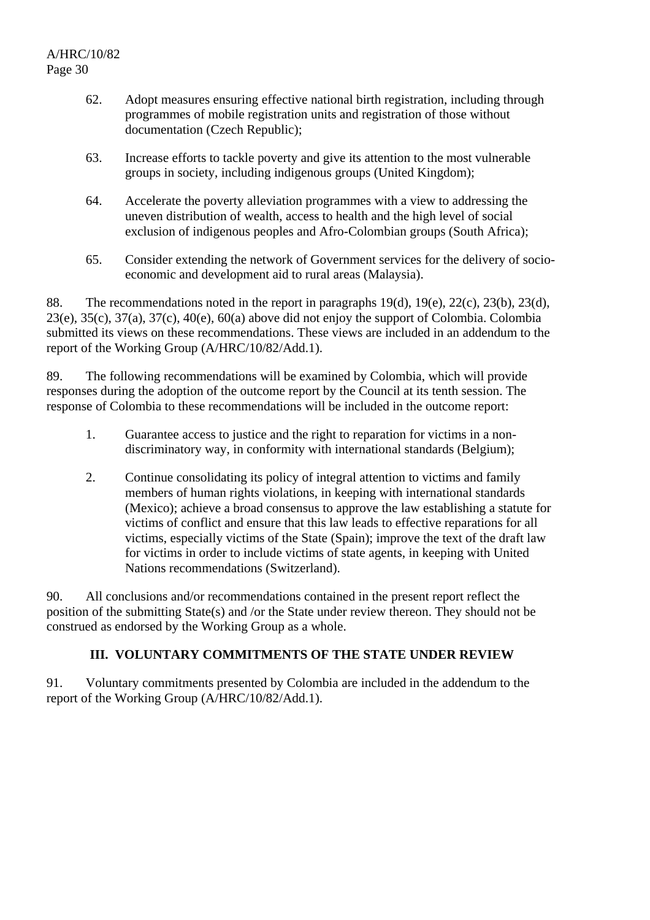62. Adopt measures ensuring effective national birth registration, including through programmes of mobile registration units and registration of those without documentation (Czech Republic);

63. Increase efforts to tackle poverty and give its attention to the most vulnerable groups in society, including indigenous groups (United Kingdom);

64. Accelerate the poverty alleviation programmes with a view to addressing the uneven distribution of wealth, access to health and the high level of social exclusion of indigenous peoples and Afro-Colombian groups (South Africa);

65. Consider extending the network of Government services for the delivery of socio-economic and development aid to rural areas (Malaysia).

88. The recommendations noted in the report in paragraphs 19(d), 19(e), 22(c), 23(b), 23(d), 23(e), 35(c), 37(a), 37(c), 40(e), 60(a) above did not enjoy the support of Colombia. Colombia submitted its views on these recommendations. These views are included in an addendum to the report of the Working Group (A/HRC/10/82/Add.1).

89. The following recommendations will be examined by Colombia, which will provide responses during the adoption of the outcome report by the Council at its tenth session. The response of Colombia to these recommendations will be included in the outcome report:

1. Guarantee access to justice and the right to reparation for victims in a non-discriminatory way, in conformity with international standards (Belgium);

2. Continue consolidating its policy of integral attention to victims and family members of human rights violations, in keeping with international standards (Mexico); achieve a broad consensus to approve the law establishing a statute for victims of conflict and ensure that this law leads to effective reparations for all victims, especially victims of the State (Spain); improve the text of the draft law for victims in order to include victims of state agents, in keeping with United Nations recommendations (Switzerland).

90. All conclusions and/or recommendations contained in the present report reflect the position of the submitting State(s) and /or the State under review thereon. They should not be construed as endorsed by the Working Group as a whole.

## III. VOLUNTARY COMMITMENTS OF THE STATE UNDER REVIEW

91. Voluntary commitments presented by Colombia are included in the addendum to the report of the Working Group (A/HRC/10/82/Add.1).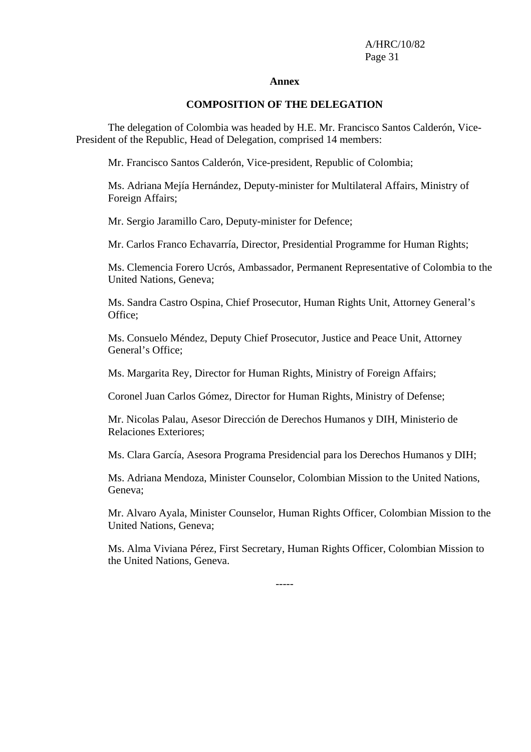**Annex**

**COMPOSITION OF THE DELEGATION**

The delegation of Colombia was headed by H.E. Mr. Francisco Santos Calderón, Vice-President of the Republic, Head of Delegation, comprised 14 members:

Mr. Francisco Santos Calderón, Vice-president, Republic of Colombia;

Ms. Adriana Mejía Hernández, Deputy-minister for Multilateral Affairs, Ministry of Foreign Affairs;

Mr. Sergio Jaramillo Caro, Deputy-minister for Defence;

Mr. Carlos Franco Echavarría, Director, Presidential Programme for Human Rights;

Ms. Clemencia Forero Ucrós, Ambassador, Permanent Representative of Colombia to the United Nations, Geneva;

Ms. Sandra Castro Ospina, Chief Prosecutor, Human Rights Unit, Attorney General's Office;

Ms. Consuelo Méndez, Deputy Chief Prosecutor, Justice and Peace Unit, Attorney General's Office;

Ms. Margarita Rey, Director for Human Rights, Ministry of Foreign Affairs;

Coronel Juan Carlos Gómez, Director for Human Rights, Ministry of Defense;

Mr. Nicolas Palau, Asesor Dirección de Derechos Humanos y DIH, Ministerio de Relaciones Exteriores;

Ms. Clara García, Asesora Programa Presidencial para los Derechos Humanos y DIH;

Ms. Adriana Mendoza, Minister Counselor, Colombian Mission to the United Nations, Geneva;

Mr. Alvaro Ayala, Minister Counselor, Human Rights Officer, Colombian Mission to the United Nations, Geneva;

Ms. Alma Viviana Pérez, First Secretary, Human Rights Officer, Colombian Mission to the United Nations, Geneva.

-----